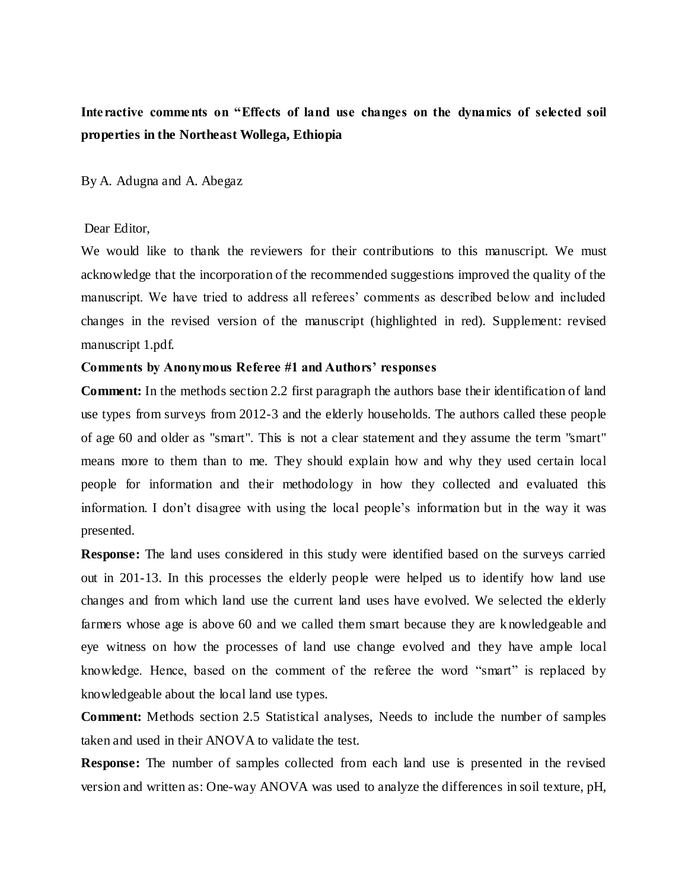**Interactive comments on "Effects of land use changes on the dynamics of selected soil properties in the Northeast Wollega, Ethiopia**

By A. Adugna and A. Abegaz

Dear Editor,

We would like to thank the reviewers for their contributions to this manuscript. We must acknowledge that the incorporation of the recommended suggestions improved the quality of the manuscript. We have tried to address all referees' comments as described below and included changes in the revised version of the manuscript (highlighted in red). Supplement: revised manuscript 1.pdf.

**Comments by Anonymous Referee #1 and Authors' responses**

**Comment:** In the methods section 2.2 first paragraph the authors base their identification of land use types from surveys from 2012-3 and the elderly households. The authors called these people of age 60 and older as "smart". This is not a clear statement and they assume the term "smart" means more to them than to me. They should explain how and why they used certain local people for information and their methodology in how they collected and evaluated this information. I don't disagree with using the local people's information but in the way it was presented.

**Response:** The land uses considered in this study were identified based on the surveys carried out in 201-13. In this processes the elderly people were helped us to identify how land use changes and from which land use the current land uses have evolved. We selected the elderly farmers whose age is above 60 and we called them smart because they are knowledgeable and eye witness on how the processes of land use change evolved and they have ample local knowledge. Hence, based on the comment of the referee the word "smart" is replaced by knowledgeable about the local land use types.

**Comment:** Methods section 2.5 Statistical analyses, Needs to include the number of samples taken and used in their ANOVA to validate the test.

**Response:** The number of samples collected from each land use is presented in the revised version and written as: One-way ANOVA was used to analyze the differences in soil texture, pH,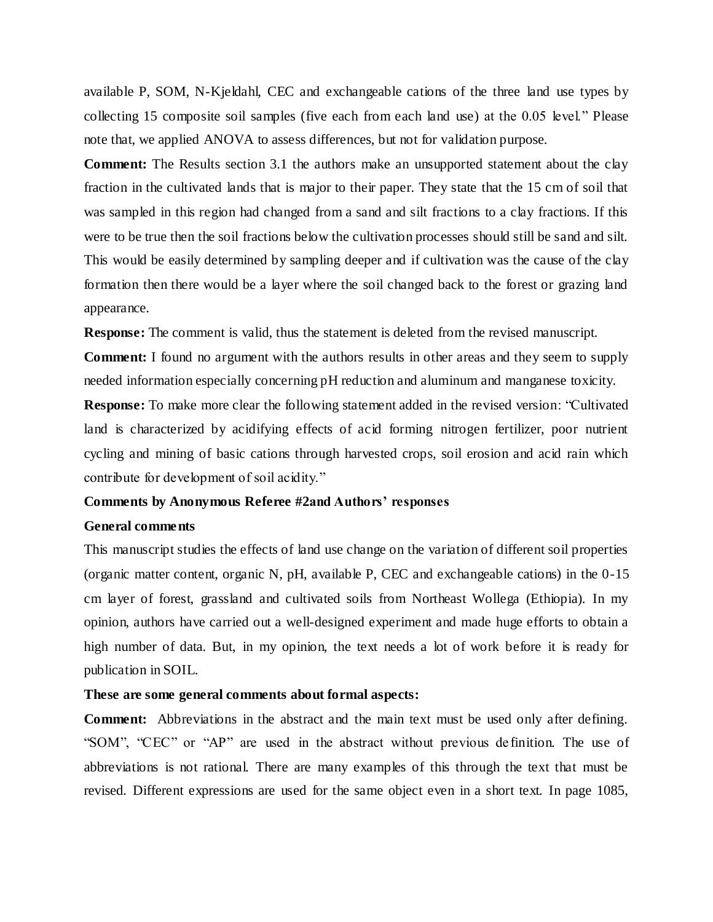available P, SOM, N-Kjeldahl, CEC and exchangeable cations of the three land use types by collecting 15 composite soil samples (five each from each land use) at the 0.05 level." Please note that, we applied ANOVA to assess differences, but not for validation purpose.

**Comment:** The Results section 3.1 the authors make an unsupported statement about the clay fraction in the cultivated lands that is major to their paper. They state that the 15 cm of soil that was sampled in this region had changed from a sand and silt fractions to a clay fractions. If this were to be true then the soil fractions below the cultivation processes should still be sand and silt. This would be easily determined by sampling deeper and if cultivation was the cause of the clay formation then there would be a layer where the soil changed back to the forest or grazing land appearance.

**Response:** The comment is valid, thus the statement is deleted from the revised manuscript.

**Comment:** I found no argument with the authors results in other areas and they seem to supply needed information especially concerning pH reduction and aluminum and manganese toxicity.

**Response:** To make more clear the following statement added in the revised version: "Cultivated land is characterized by acidifying effects of acid forming nitrogen fertilizer, poor nutrient cycling and mining of basic cations through harvested crops, soil erosion and acid rain which contribute for development of soil acidity."

**Comments by Anonymous Referee #2and Authors' responses**

**General comments**

This manuscript studies the effects of land use change on the variation of different soil properties (organic matter content, organic N, pH, available P, CEC and exchangeable cations) in the 0-15 cm layer of forest, grassland and cultivated soils from Northeast Wollega (Ethiopia). In my opinion, authors have carried out a well-designed experiment and made huge efforts to obtain a high number of data. But, in my opinion, the text needs a lot of work before it is ready for publication in SOIL.

**These are some general comments about formal aspects:**

**Comment:** Abbreviations in the abstract and the main text must be used only after defining. "SOM", "CEC" or "AP" are used in the abstract without previous definition. The use of abbreviations is not rational. There are many examples of this through the text that must be revised. Different expressions are used for the same object even in a short text. In page 1085,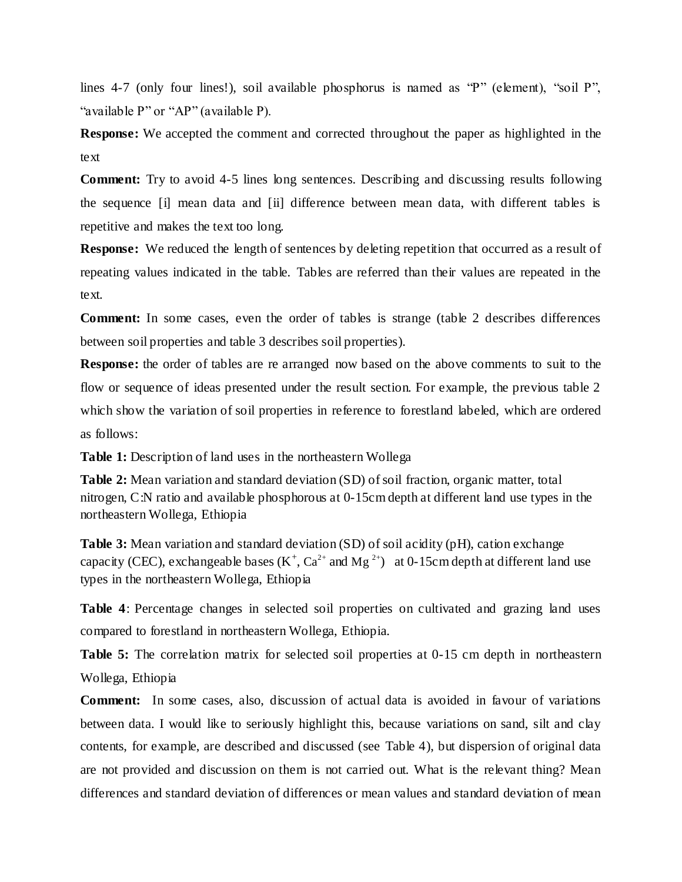lines 4-7 (only four lines!), soil available phosphorus is named as "P" (element), "soil P", "available P" or "AP" (available P).

**Response:** We accepted the comment and corrected throughout the paper as highlighted in the text

**Comment:** Try to avoid 4-5 lines long sentences. Describing and discussing results following the sequence [i] mean data and [ii] difference between mean data, with different tables is repetitive and makes the text too long.

**Response:** We reduced the length of sentences by deleting repetition that occurred as a result of repeating values indicated in the table. Tables are referred than their values are repeated in the text.

**Comment:** In some cases, even the order of tables is strange (table 2 describes differences between soil properties and table 3 describes soil properties).

**Response:** the order of tables are re arranged now based on the above comments to suit to the flow or sequence of ideas presented under the result section. For example, the previous table 2 which show the variation of soil properties in reference to forestland labeled, which are ordered as follows:

**Table 1:** Description of land uses in the northeastern Wollega

**Table 2:** Mean variation and standard deviation (SD) of soil fraction, organic matter, total nitrogen, C:N ratio and available phosphorous at 0-15cm depth at different land use types in the northeastern Wollega, Ethiopia

**Table 3:** Mean variation and standard deviation (SD) of soil acidity (pH), cation exchange capacity (CEC), exchangeable bases ($K^+$, $Ca^{2+}$ and $Mg^{2+}$) at 0-15cm depth at different land use types in the northeastern Wollega, Ethiopia

**Table 4**: Percentage changes in selected soil properties on cultivated and grazing land uses compared to forestland in northeastern Wollega, Ethiopia.

**Table 5:** The correlation matrix for selected soil properties at 0-15 cm depth in northeastern Wollega, Ethiopia

**Comment:** In some cases, also, discussion of actual data is avoided in favour of variations between data. I would like to seriously highlight this, because variations on sand, silt and clay contents, for example, are described and discussed (see Table 4), but dispersion of original data are not provided and discussion on them is not carried out. What is the relevant thing? Mean differences and standard deviation of differences or mean values and standard deviation of mean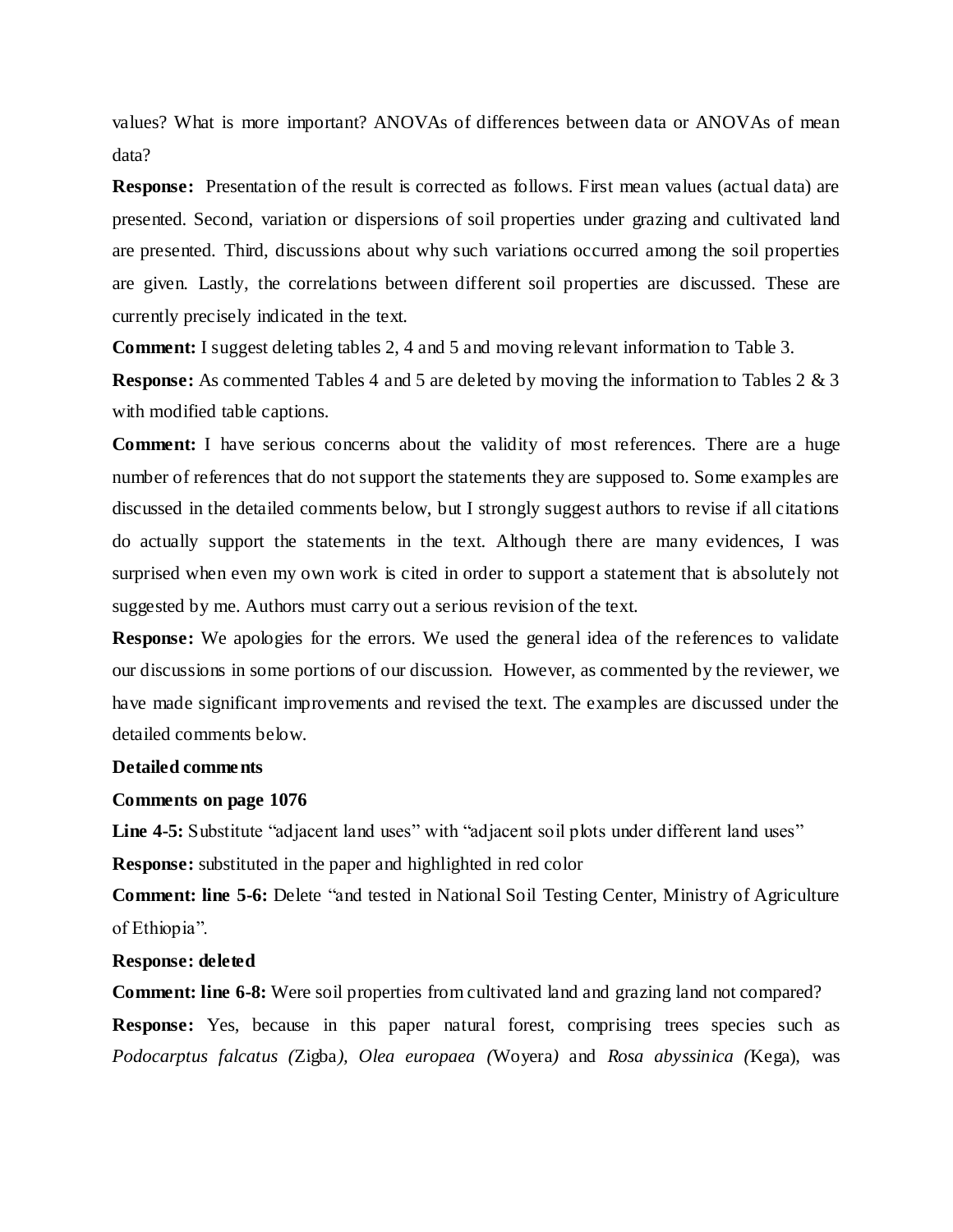values? What is more important? ANOVAs of differences between data or ANOVAs of mean data?

**Response:** Presentation of the result is corrected as follows. First mean values (actual data) are presented. Second, variation or dispersions of soil properties under grazing and cultivated land are presented. Third, discussions about why such variations occurred among the soil properties are given. Lastly, the correlations between different soil properties are discussed. These are currently precisely indicated in the text.

**Comment:** I suggest deleting tables 2, 4 and 5 and moving relevant information to Table 3.

**Response:** As commented Tables 4 and 5 are deleted by moving the information to Tables 2 & 3 with modified table captions.

**Comment:** I have serious concerns about the validity of most references. There are a huge number of references that do not support the statements they are supposed to. Some examples are discussed in the detailed comments below, but I strongly suggest authors to revise if all citations do actually support the statements in the text. Although there are many evidences, I was surprised when even my own work is cited in order to support a statement that is absolutely not suggested by me. Authors must carry out a serious revision of the text.

**Response:** We apologies for the errors. We used the general idea of the references to validate our discussions in some portions of our discussion. However, as commented by the reviewer, we have made significant improvements and revised the text. The examples are discussed under the detailed comments below.

**Detailed comments**

**Comments on page 1076**

**Line 4-5:** Substitute "adjacent land uses" with "adjacent soil plots under different land uses"

**Response:** substituted in the paper and highlighted in red color

**Comment: line 5-6:** Delete "and tested in National Soil Testing Center, Ministry of Agriculture of Ethiopia".

**Response: deleted**

**Comment: line 6-8:** Were soil properties from cultivated land and grazing land not compared?

**Response:** Yes, because in this paper natural forest, comprising trees species such as *Podocarpus falcatus (*Zigba*), Olea europaea (*Woyera*)* and *Rosa abyssinica (*Kega), was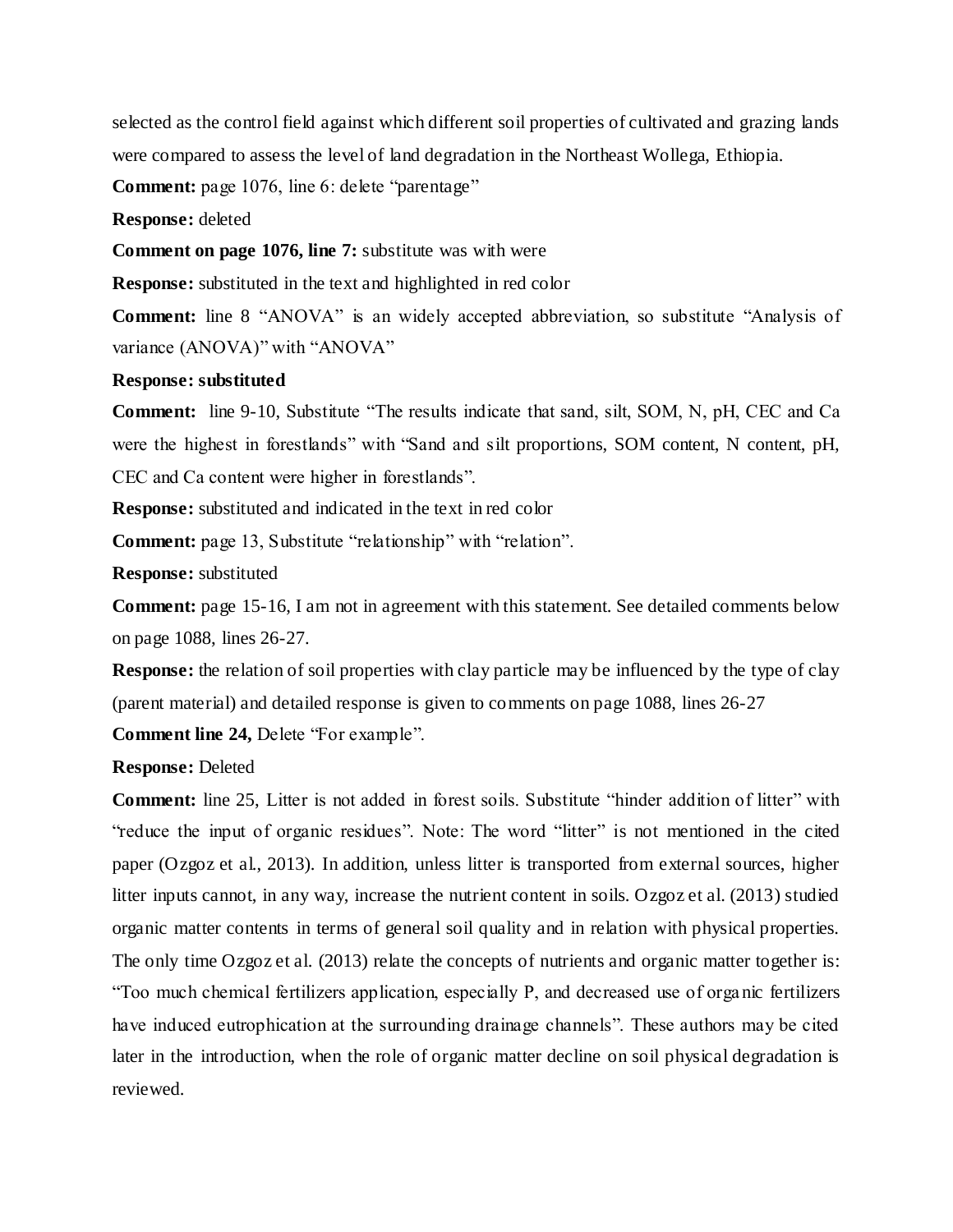selected as the control field against which different soil properties of cultivated and grazing lands were compared to assess the level of land degradation in the Northeast Wollega, Ethiopia.

**Comment:** page 1076, line 6: delete "parentage"

**Response:** deleted

**Comment on page 1076, line 7:** substitute was with were

**Response:** substituted in the text and highlighted in red color

**Comment:** line 8 "ANOVA" is an widely accepted abbreviation, so substitute "Analysis of variance (ANOVA)" with "ANOVA"

**Response: substituted**

**Comment:** line 9-10, Substitute "The results indicate that sand, silt, SOM, N, pH, CEC and Ca were the highest in forestlands" with "Sand and silt proportions, SOM content, N content, pH, CEC and Ca content were higher in forestlands".

**Response:** substituted and indicated in the text in red color

**Comment:** page 13, Substitute "relationship" with "relation".

**Response:** substituted

**Comment:** page 15-16, I am not in agreement with this statement. See detailed comments below on page 1088, lines 26-27.

**Response:** the relation of soil properties with clay particle may be influenced by the type of clay (parent material) and detailed response is given to comments on page 1088, lines 26-27

**Comment line 24,** Delete "For example".

**Response:** Deleted

**Comment:** line 25, Litter is not added in forest soils. Substitute "hinder addition of litter" with "reduce the input of organic residues". Note: The word "litter" is not mentioned in the cited paper (Ozgoz et al., 2013). In addition, unless litter is transported from external sources, higher litter inputs cannot, in any way, increase the nutrient content in soils. Ozgoz et al. (2013) studied organic matter contents in terms of general soil quality and in relation with physical properties. The only time Ozgoz et al. (2013) relate the concepts of nutrients and organic matter together is: "Too much chemical fertilizers application, especially P, and decreased use of organic fertilizers have induced eutrophication at the surrounding drainage channels". These authors may be cited later in the introduction, when the role of organic matter decline on soil physical degradation is reviewed.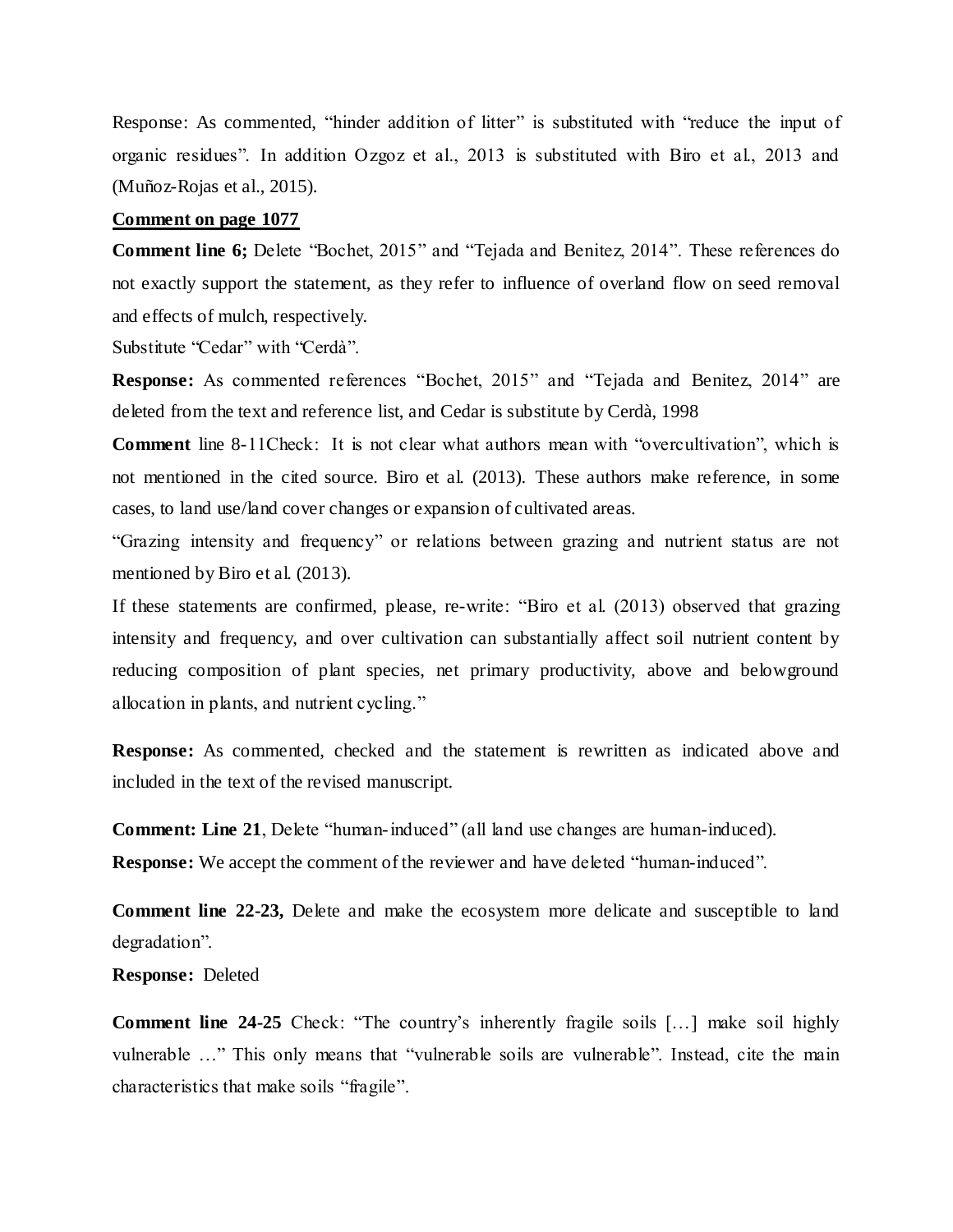Response: As commented, "hinder addition of litter" is substituted with "reduce the input of organic residues". In addition Ozgoz et al., 2013 is substituted with Biro et al., 2013 and (Muñoz-Rojas et al., 2015).

**Comment on page 1077**

**Comment line 6;** Delete "Bochet, 2015" and "Tejada and Benitez, 2014". These references do not exactly support the statement, as they refer to influence of overland flow on seed removal and effects of mulch, respectively.

Substitute "Cedar" with "Cerdà".

**Response:** As commented references "Bochet, 2015" and "Tejada and Benitez, 2014" are deleted from the text and reference list, and Cedar is substitute by Cerdà, 1998

**Comment** line 8-11Check: It is not clear what authors mean with "overcultivation", which is not mentioned in the cited source. Biro et al. (2013). These authors make reference, in some cases, to land use/land cover changes or expansion of cultivated areas.

"Grazing intensity and frequency" or relations between grazing and nutrient status are not mentioned by Biro et al. (2013).

If these statements are confirmed, please, re-write: "Biro et al. (2013) observed that grazing intensity and frequency, and over cultivation can substantially affect soil nutrient content by reducing composition of plant species, net primary productivity, above and belowground allocation in plants, and nutrient cycling."

**Response:** As commented, checked and the statement is rewritten as indicated above and included in the text of the revised manuscript.

**Comment: Line 21**, Delete "human-induced" (all land use changes are human-induced).

**Response:** We accept the comment of the reviewer and have deleted "human-induced".

**Comment line 22-23,** Delete and make the ecosystem more delicate and susceptible to land degradation".

**Response:** Deleted

**Comment line 24-25** Check: "The country's inherently fragile soils […] make soil highly vulnerable …" This only means that "vulnerable soils are vulnerable". Instead, cite the main characteristics that make soils "fragile".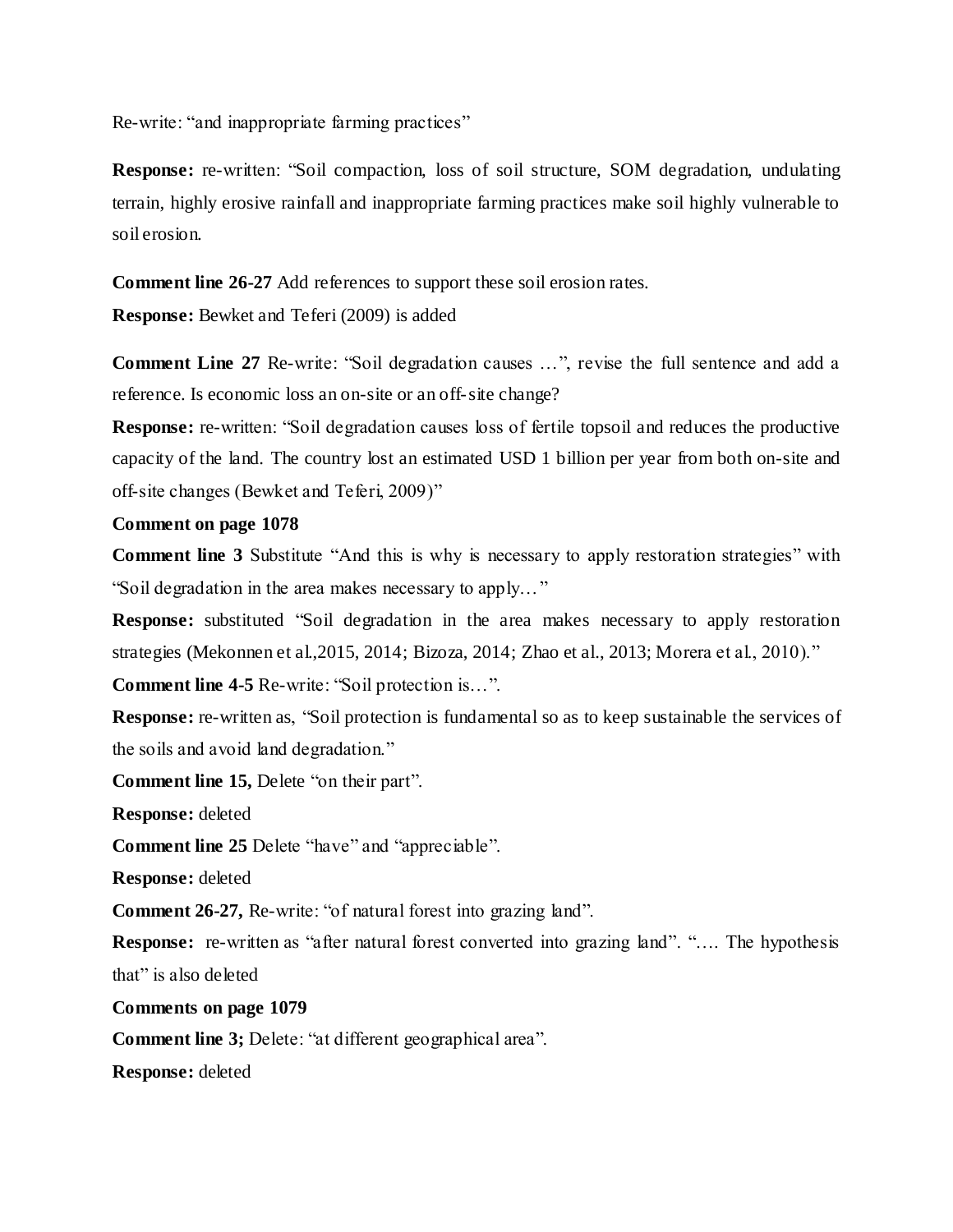Re-write: "and inappropriate farming practices"

**Response:** re-written: "Soil compaction, loss of soil structure, SOM degradation, undulating terrain, highly erosive rainfall and inappropriate farming practices make soil highly vulnerable to soil erosion.

**Comment line 26-27** Add references to support these soil erosion rates.

**Response:** Bewket and Teferi (2009) is added

**Comment Line 27** Re-write: "Soil degradation causes …", revise the full sentence and add a reference. Is economic loss an on-site or an off-site change?

**Response:** re-written: "Soil degradation causes loss of fertile topsoil and reduces the productive capacity of the land. The country lost an estimated USD 1 billion per year from both on-site and off-site changes (Bewket and Teferi, 2009)"

**Comment on page 1078**

**Comment line 3** Substitute "And this is why is necessary to apply restoration strategies" with "Soil degradation in the area makes necessary to apply…"

**Response:** substituted "Soil degradation in the area makes necessary to apply restoration strategies (Mekonnen et al.,2015, 2014; Bizoza, 2014; Zhao et al., 2013; Morera et al., 2010)."

**Comment line 4-5** Re-write: "Soil protection is…".

**Response:** re-written as, "Soil protection is fundamental so as to keep sustainable the services of the soils and avoid land degradation."

**Comment line 15,** Delete "on their part".

**Response:** deleted

**Comment line 25** Delete "have" and "appreciable".

**Response:** deleted

**Comment 26-27,** Re-write: "of natural forest into grazing land".

**Response:** re-written as "after natural forest converted into grazing land". "…. The hypothesis that" is also deleted

**Comments on page 1079**

**Comment line 3;** Delete: "at different geographical area".

**Response:** deleted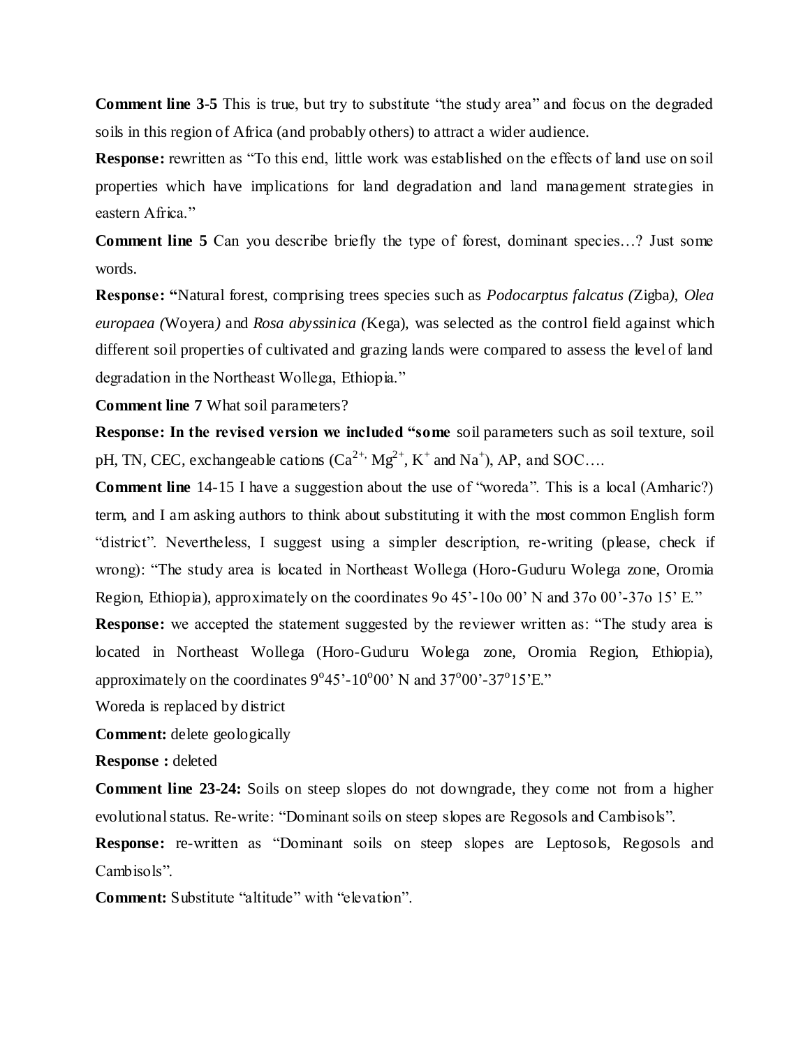**Comment line 3-5** This is true, but try to substitute "the study area" and focus on the degraded soils in this region of Africa (and probably others) to attract a wider audience.

**Response:** rewritten as "To this end, little work was established on the effects of land use on soil properties which have implications for land degradation and land management strategies in eastern Africa."

**Comment line 5** Can you describe briefly the type of forest, dominant species…? Just some words.

**Response: "**Natural forest, comprising trees species such as *Podocarptus falcatus (*Zigba*), Olea europaea (*Woyera*)* and *Rosa abyssinica (*Kega), was selected as the control field against which different soil properties of cultivated and grazing lands were compared to assess the level of land degradation in the Northeast Wollega, Ethiopia."

**Comment line 7** What soil parameters?

**Response: In the revised version we included "some** soil parameters such as soil texture, soil pH, TN, CEC, exchangeable cations ($Ca^{2+,}$ $Mg^{2+}$, $K^+$ and $Na^+$), AP, and SOC….

**Comment line** 14-15 I have a suggestion about the use of "woreda". This is a local (Amharic?) term, and I am asking authors to think about substituting it with the most common English form "district". Nevertheless, I suggest using a simpler description, re-writing (please, check if wrong): "The study area is located in Northeast Wollega (Horo-Guduru Wolega zone, Oromia Region, Ethiopia), approximately on the coordinates 9o 45'-10o 00' N and 37o 00'-37o 15' E."

**Response:** we accepted the statement suggested by the reviewer written as: "The study area is located in Northeast Wollega (Horo-Guduru Wolega zone, Oromia Region, Ethiopia), approximately on the coordinates $9^o45'$-$10^o00'$ N and $37^o00'$-$37^o15'$E."

Woreda is replaced by district

**Comment:** delete geologically

**Response :** deleted

**Comment line 23-24:** Soils on steep slopes do not downgrade, they come not from a higher evolutional status. Re-write: "Dominant soils on steep slopes are Regosols and Cambisols".

**Response:** re-written as "Dominant soils on steep slopes are Leptosols, Regosols and Cambisols".

**Comment:** Substitute "altitude" with "elevation".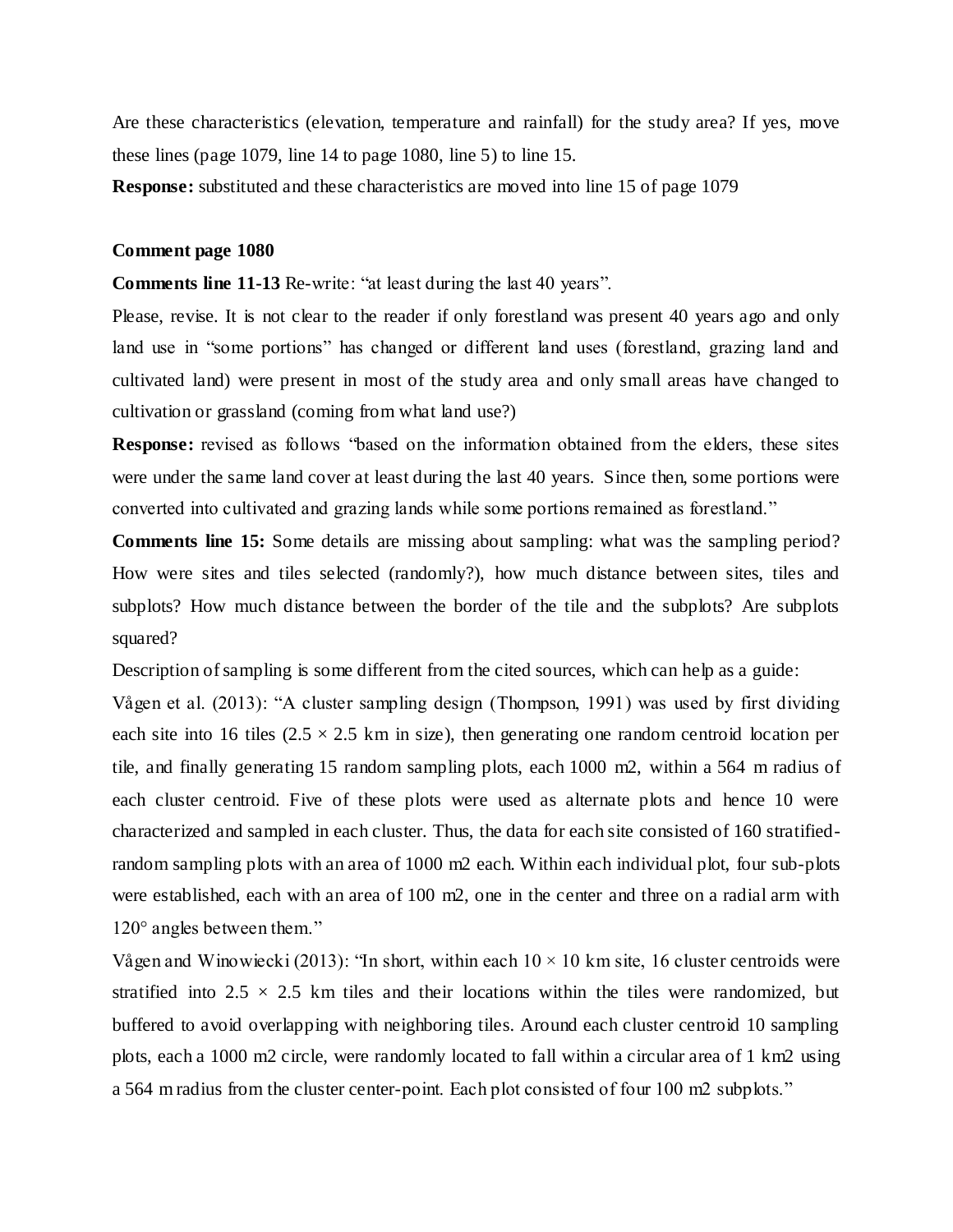Are these characteristics (elevation, temperature and rainfall) for the study area? If yes, move these lines (page 1079, line 14 to page 1080, line 5) to line 15.

**Response:** substituted and these characteristics are moved into line 15 of page 1079

**Comment page 1080**

**Comments line 11-13** Re-write: "at least during the last 40 years".

Please, revise. It is not clear to the reader if only forestland was present 40 years ago and only land use in "some portions" has changed or different land uses (forestland, grazing land and cultivated land) were present in most of the study area and only small areas have changed to cultivation or grassland (coming from what land use?)

**Response:** revised as follows "based on the information obtained from the elders, these sites were under the same land cover at least during the last 40 years. Since then, some portions were converted into cultivated and grazing lands while some portions remained as forestland."

**Comments line 15:** Some details are missing about sampling: what was the sampling period? How were sites and tiles selected (randomly?), how much distance between sites, tiles and subplots? How much distance between the border of the tile and the subplots? Are subplots squared?

Description of sampling is some different from the cited sources, which can help as a guide:

Vågen et al. (2013): "A cluster sampling design (Thompson, 1991) was used by first dividing each site into 16 tiles (2.5 × 2.5 km in size), then generating one random centroid location per tile, and finally generating 15 random sampling plots, each 1000 m2, within a 564 m radius of each cluster centroid. Five of these plots were used as alternate plots and hence 10 were characterized and sampled in each cluster. Thus, the data for each site consisted of 160 stratified-random sampling plots with an area of 1000 m2 each. Within each individual plot, four sub-plots were established, each with an area of 100 m2, one in the center and three on a radial arm with 120° angles between them."

Vågen and Winowiecki (2013): "In short, within each 10 × 10 km site, 16 cluster centroids were stratified into 2.5 × 2.5 km tiles and their locations within the tiles were randomized, but buffered to avoid overlapping with neighboring tiles. Around each cluster centroid 10 sampling plots, each a 1000 m2 circle, were randomly located to fall within a circular area of 1 km2 using a 564 m radius from the cluster center-point. Each plot consisted of four 100 m2 subplots."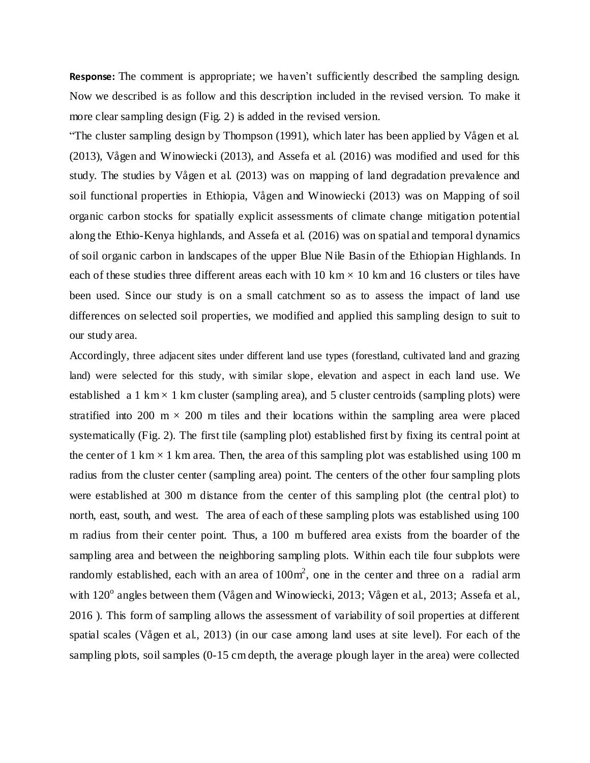**Response:** The comment is appropriate; we haven't sufficiently described the sampling design. Now we described is as follow and this description included in the revised version. To make it more clear sampling design (Fig. 2) is added in the revised version.

"The cluster sampling design by Thompson (1991), which later has been applied by Vågen et al. (2013), Vågen and Winowiecki (2013), and Assefa et al. (2016) was modified and used for this study. The studies by Vågen et al. (2013) was on mapping of land degradation prevalence and soil functional properties in Ethiopia, Vågen and Winowiecki (2013) was on Mapping of soil organic carbon stocks for spatially explicit assessments of climate change mitigation potential along the Ethio-Kenya highlands, and Assefa et al. (2016) was on spatial and temporal dynamics of soil organic carbon in landscapes of the upper Blue Nile Basin of the Ethiopian Highlands. In each of these studies three different areas each with 10 km × 10 km and 16 clusters or tiles have been used. Since our study is on a small catchment so as to assess the impact of land use differences on selected soil properties, we modified and applied this sampling design to suit to our study area.

Accordingly, three adjacent sites under different land use types (forestland, cultivated land and grazing land) were selected for this study, with similar slope, elevation and aspect in each land use. We established a 1 km × 1 km cluster (sampling area), and 5 cluster centroids (sampling plots) were stratified into 200 m × 200 m tiles and their locations within the sampling area were placed systematically (Fig. 2). The first tile (sampling plot) established first by fixing its central point at the center of 1 km × 1 km area. Then, the area of this sampling plot was established using 100 m radius from the cluster center (sampling area) point. The centers of the other four sampling plots were established at 300 m distance from the center of this sampling plot (the central plot) to north, east, south, and west. The area of each of these sampling plots was established using 100 m radius from their center point. Thus, a 100 m buffered area exists from the boarder of the sampling area and between the neighboring sampling plots. Within each tile four subplots were randomly established, each with an area of $100m^2$, one in the center and three on a radial arm with $120^o$ angles between them (Vågen and Winowiecki, 2013; Vågen et al., 2013; Assefa et al., 2016 ). This form of sampling allows the assessment of variability of soil properties at different spatial scales (Vågen et al., 2013) (in our case among land uses at site level). For each of the sampling plots, soil samples (0-15 cm depth, the average plough layer in the area) were collected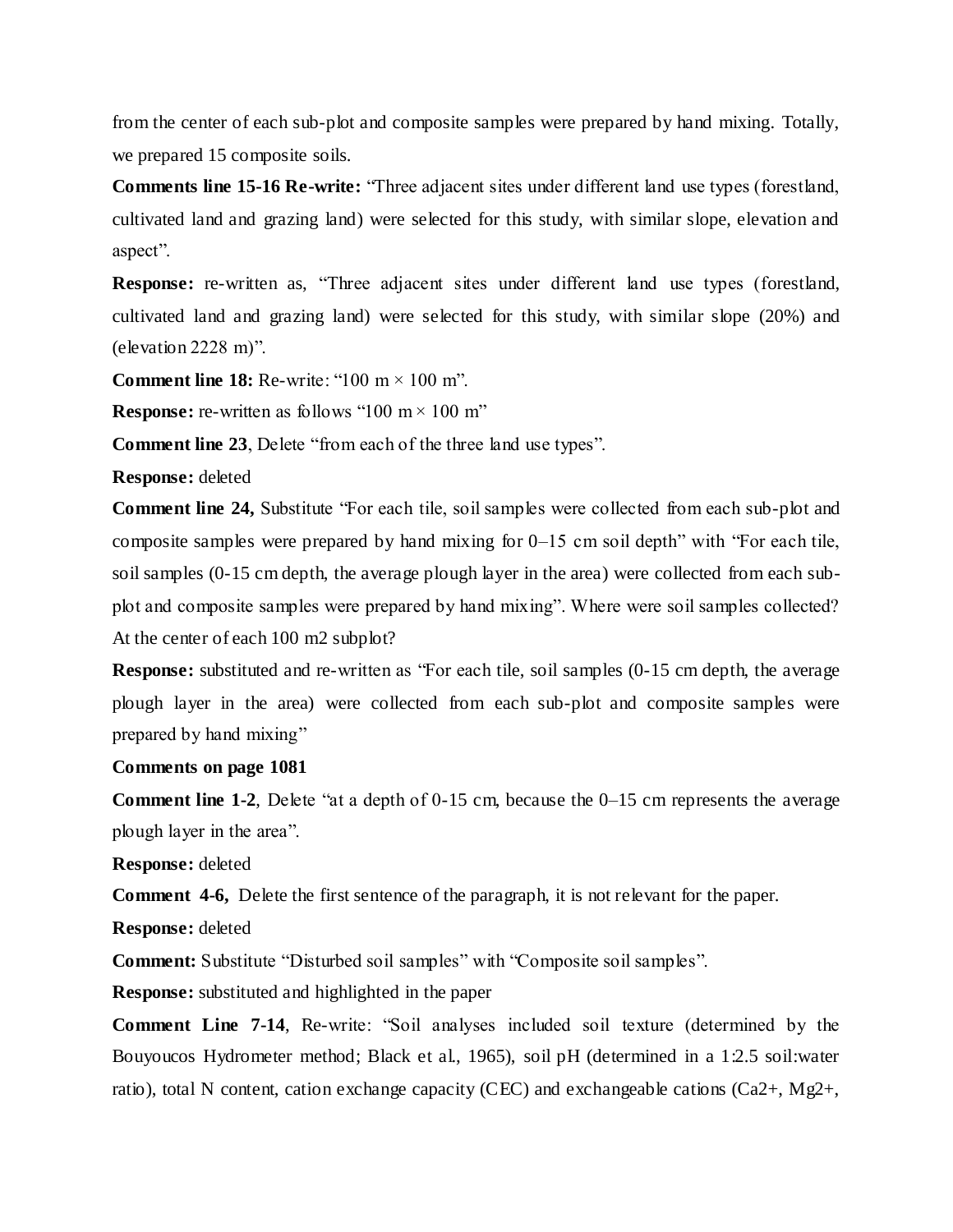from the center of each sub-plot and composite samples were prepared by hand mixing. Totally, we prepared 15 composite soils.

**Comments line 15-16 Re-write:** "Three adjacent sites under different land use types (forestland, cultivated land and grazing land) were selected for this study, with similar slope, elevation and aspect".

**Response:** re-written as, "Three adjacent sites under different land use types (forestland, cultivated land and grazing land) were selected for this study, with similar slope (20%) and (elevation 2228 m)".

**Comment line 18:** Re-write: "100 m × 100 m".

**Response:** re-written as follows "100 m × 100 m"

**Comment line 23**, Delete "from each of the three land use types".

**Response:** deleted

**Comment line 24,** Substitute "For each tile, soil samples were collected from each sub-plot and composite samples were prepared by hand mixing for 0–15 cm soil depth" with "For each tile, soil samples (0-15 cm depth, the average plough layer in the area) were collected from each sub-plot and composite samples were prepared by hand mixing". Where were soil samples collected? At the center of each 100 m2 subplot?

**Response:** substituted and re-written as "For each tile, soil samples (0-15 cm depth, the average plough layer in the area) were collected from each sub-plot and composite samples were prepared by hand mixing"

**Comments on page 1081**

**Comment line 1-2**, Delete "at a depth of 0-15 cm, because the 0–15 cm represents the average plough layer in the area".

**Response:** deleted

**Comment 4-6,** Delete the first sentence of the paragraph, it is not relevant for the paper.

**Response:** deleted

**Comment:** Substitute "Disturbed soil samples" with "Composite soil samples".

**Response:** substituted and highlighted in the paper

**Comment Line 7-14**, Re-write: "Soil analyses included soil texture (determined by the Bouyoucos Hydrometer method; Black et al., 1965), soil pH (determined in a 1:2.5 soil:water ratio), total N content, cation exchange capacity (CEC) and exchangeable cations ($Ca^{2+}$, $Mg^{2+}$,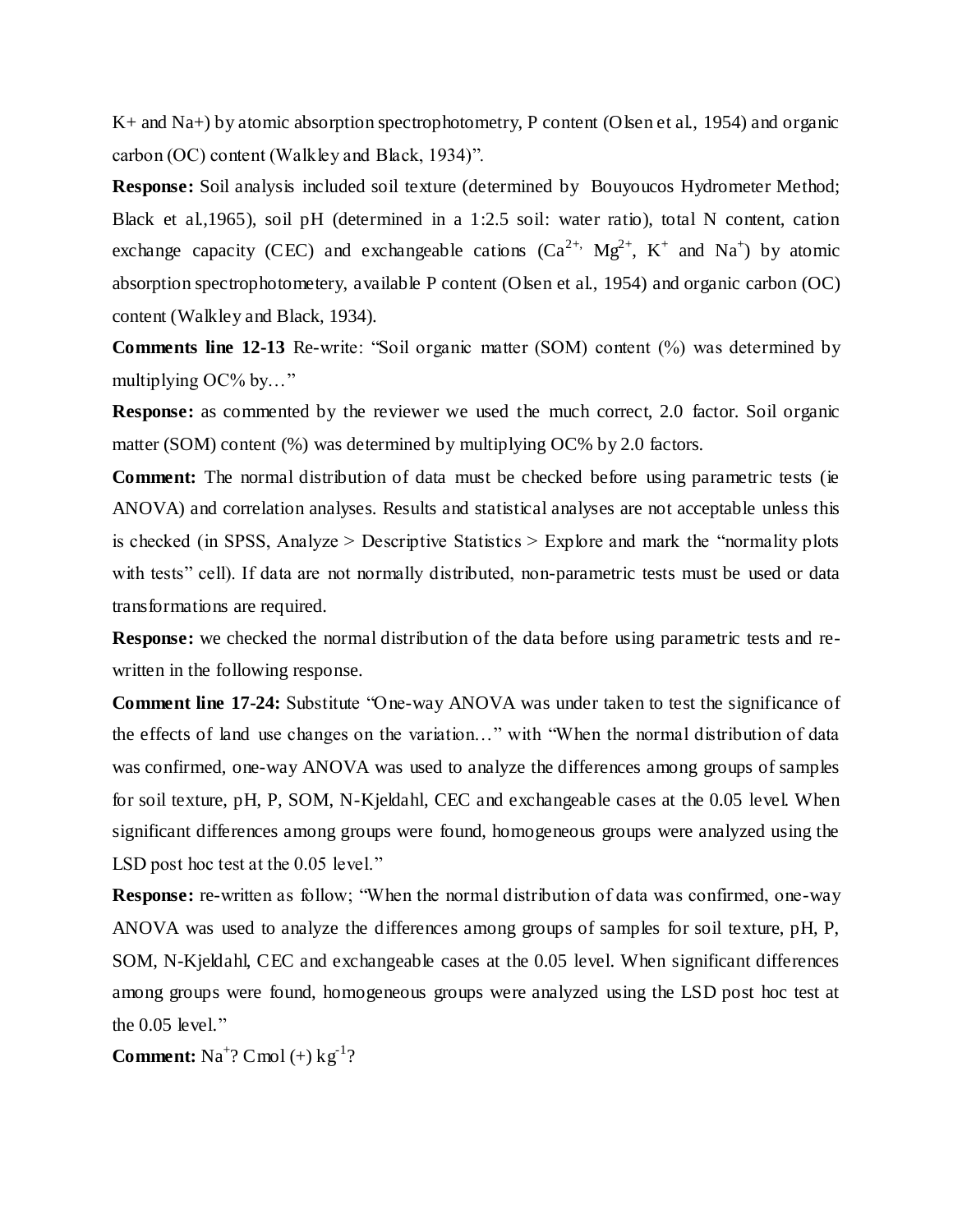$K^+$ and $Na^+$) by atomic absorption spectrophotometry, P content (Olsen et al., 1954) and organic carbon (OC) content (Walkley and Black, 1934)".

**Response:** Soil analysis included soil texture (determined by Bouyoucos Hydrometer Method; Black et al.,1965), soil pH (determined in a 1:2.5 soil: water ratio), total N content, cation exchange capacity (CEC) and exchangeable cations ($Ca^{2+}$, $Mg^{2+}$, $K^+$ and $Na^+$) by atomic absorption spectrophotometery, available P content (Olsen et al., 1954) and organic carbon (OC) content (Walkley and Black, 1934).

**Comments line 12-13** Re-write: "Soil organic matter (SOM) content (%) was determined by multiplying OC% by…"

**Response:** as commented by the reviewer we used the much correct, 2.0 factor. Soil organic matter (SOM) content (%) was determined by multiplying OC% by 2.0 factors.

**Comment:** The normal distribution of data must be checked before using parametric tests (ie ANOVA) and correlation analyses. Results and statistical analyses are not acceptable unless this is checked (in SPSS, Analyze > Descriptive Statistics > Explore and mark the "normality plots with tests" cell). If data are not normally distributed, non-parametric tests must be used or data transformations are required.

**Response:** we checked the normal distribution of the data before using parametric tests and re-written in the following response.

**Comment line 17-24:** Substitute "One-way ANOVA was under taken to test the significance of the effects of land use changes on the variation…" with "When the normal distribution of data was confirmed, one-way ANOVA was used to analyze the differences among groups of samples for soil texture, pH, P, SOM, N-Kjeldahl, CEC and exchangeable cases at the 0.05 level. When significant differences among groups were found, homogeneous groups were analyzed using the LSD post hoc test at the 0.05 level."

**Response:** re-written as follow; "When the normal distribution of data was confirmed, one-way ANOVA was used to analyze the differences among groups of samples for soil texture, pH, P, SOM, N-Kjeldahl, CEC and exchangeable cases at the 0.05 level. When significant differences among groups were found, homogeneous groups were analyzed using the LSD post hoc test at the 0.05 level."

**Comment:** $Na^+$? Cmol (+) $kg^{-1}$?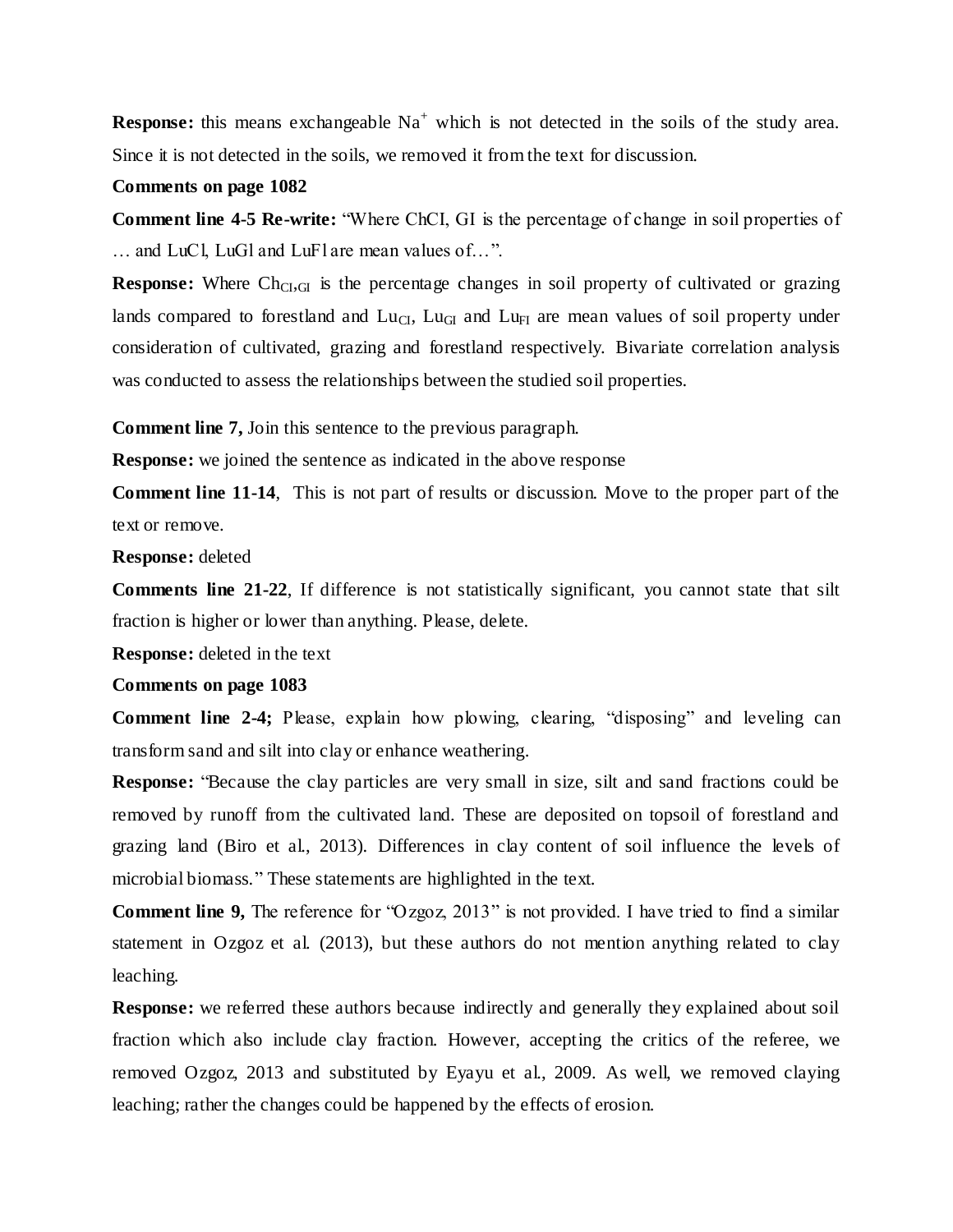**Response:** this means exchangeable $Na^+$ which is not detected in the soils of the study area. Since it is not detected in the soils, we removed it from the text for discussion.

**Comments on page 1082**

**Comment line 4-5 Re-write:** "Where ChCI, GI is the percentage of change in soil properties of … and LuCl, LuGl and LuFl are mean values of…".

**Response:** Where $Ch_{CI,GI}$ is the percentage changes in soil property of cultivated or grazing lands compared to forestland and $Lu_{CI}$, $Lu_{GI}$ and $Lu_{FI}$ are mean values of soil property under consideration of cultivated, grazing and forestland respectively. Bivariate correlation analysis was conducted to assess the relationships between the studied soil properties.

**Comment line 7,** Join this sentence to the previous paragraph.

**Response:** we joined the sentence as indicated in the above response

**Comment line 11-14**, This is not part of results or discussion. Move to the proper part of the text or remove.

**Response:** deleted

**Comments line 21-22**, If difference is not statistically significant, you cannot state that silt fraction is higher or lower than anything. Please, delete.

**Response:** deleted in the text

**Comments on page 1083**

**Comment line 2-4;** Please, explain how plowing, clearing, "disposing" and leveling can transform sand and silt into clay or enhance weathering.

**Response:** "Because the clay particles are very small in size, silt and sand fractions could be removed by runoff from the cultivated land. These are deposited on topsoil of forestland and grazing land (Biro et al., 2013). Differences in clay content of soil influence the levels of microbial biomass." These statements are highlighted in the text.

**Comment line 9,** The reference for "Ozgoz, 2013" is not provided. I have tried to find a similar statement in Ozgoz et al. (2013), but these authors do not mention anything related to clay leaching.

**Response:** we referred these authors because indirectly and generally they explained about soil fraction which also include clay fraction. However, accepting the critics of the referee, we removed Ozgoz, 2013 and substituted by Eyayu et al., 2009. As well, we removed claying leaching; rather the changes could be happened by the effects of erosion.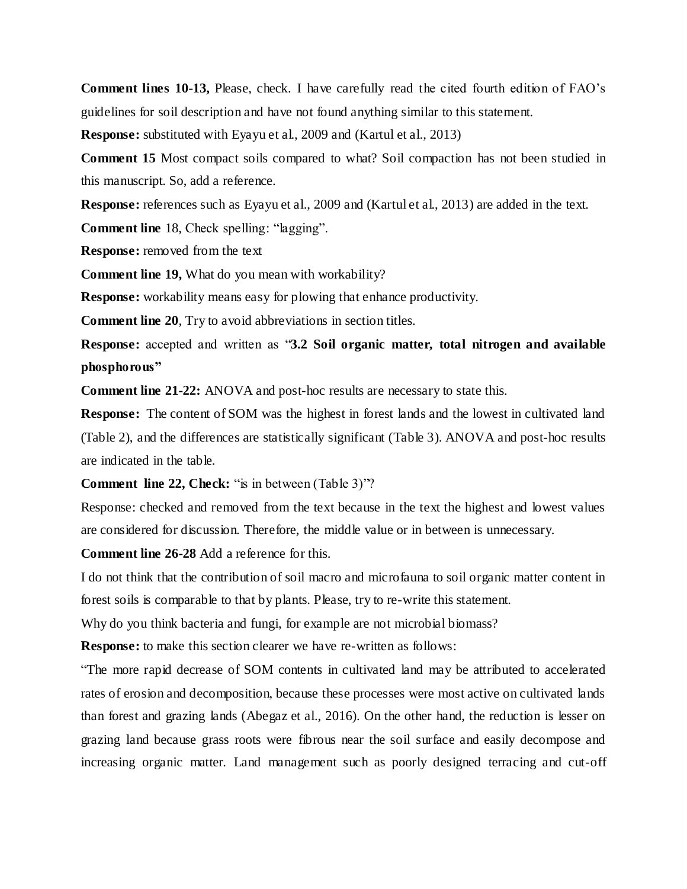**Comment lines 10-13,** Please, check. I have carefully read the cited fourth edition of FAO's guidelines for soil description and have not found anything similar to this statement.

**Response:** substituted with Eyayu et al., 2009 and (Kartul et al., 2013)

**Comment 15** Most compact soils compared to what? Soil compaction has not been studied in this manuscript. So, add a reference.

**Response:** references such as Eyayu et al., 2009 and (Kartul et al., 2013) are added in the text.

**Comment line** 18, Check spelling: "lagging".

**Response:** removed from the text

**Comment line 19,** What do you mean with workability?

**Response:** workability means easy for plowing that enhance productivity.

**Comment line 20**, Try to avoid abbreviations in section titles.

**Response:** accepted and written as "**3.2 Soil organic matter, total nitrogen and available phosphorous"**

**Comment line 21-22:** ANOVA and post-hoc results are necessary to state this.

**Response:** The content of SOM was the highest in forest lands and the lowest in cultivated land (Table 2), and the differences are statistically significant (Table 3). ANOVA and post-hoc results are indicated in the table.

**Comment line 22, Check:** "is in between (Table 3)"?

Response: checked and removed from the text because in the text the highest and lowest values are considered for discussion. Therefore, the middle value or in between is unnecessary.

**Comment line 26-28** Add a reference for this.

I do not think that the contribution of soil macro and microfauna to soil organic matter content in forest soils is comparable to that by plants. Please, try to re-write this statement.

Why do you think bacteria and fungi, for example are not microbial biomass?

**Response:** to make this section clearer we have re-written as follows:

"The more rapid decrease of SOM contents in cultivated land may be attributed to accelerated rates of erosion and decomposition, because these processes were most active on cultivated lands than forest and grazing lands (Abegaz et al., 2016). On the other hand, the reduction is lesser on grazing land because grass roots were fibrous near the soil surface and easily decompose and increasing organic matter. Land management such as poorly designed terracing and cut-off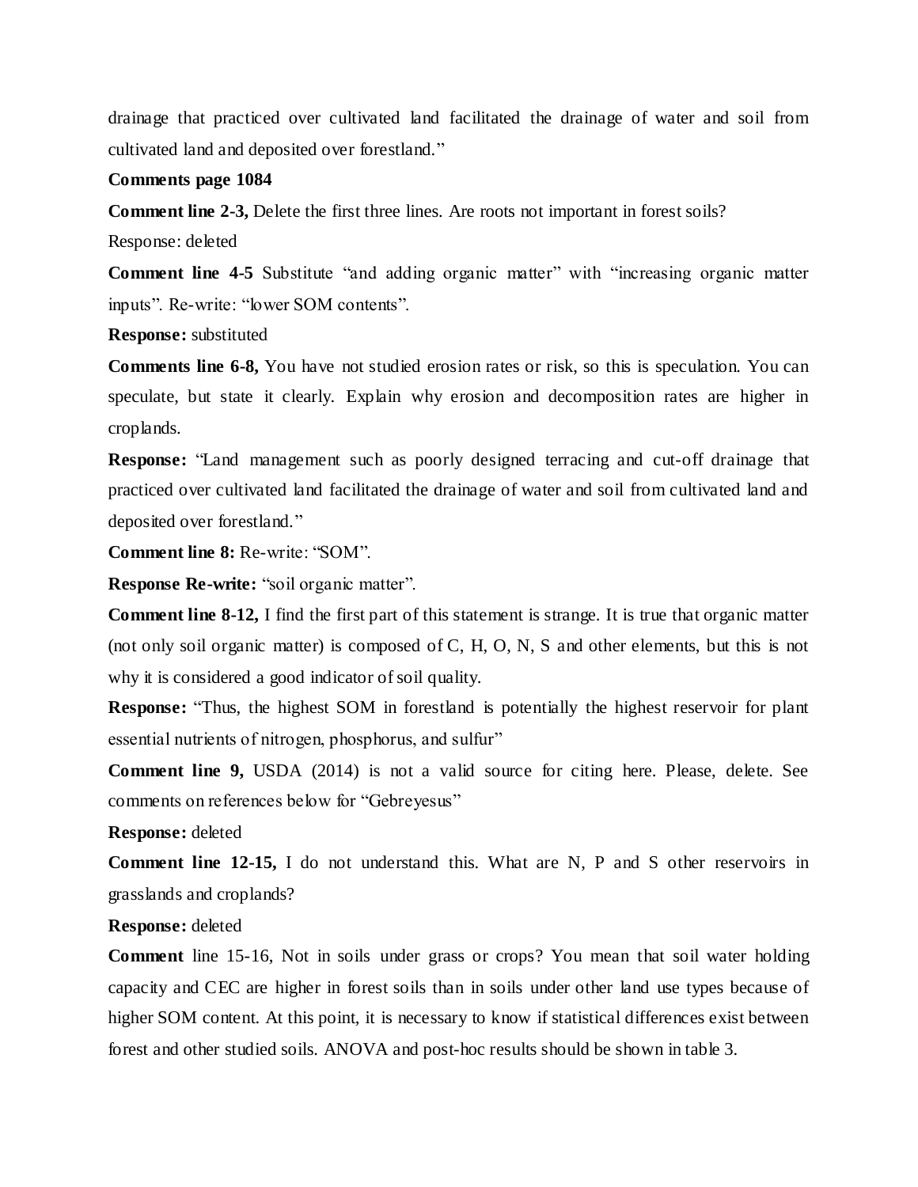drainage that practiced over cultivated land facilitated the drainage of water and soil from cultivated land and deposited over forestland."

**Comments page 1084**

**Comment line 2-3,** Delete the first three lines. Are roots not important in forest soils?

Response: deleted

**Comment line 4-5** Substitute "and adding organic matter" with "increasing organic matter inputs". Re-write: "lower SOM contents".

**Response:** substituted

**Comments line 6-8,** You have not studied erosion rates or risk, so this is speculation. You can speculate, but state it clearly. Explain why erosion and decomposition rates are higher in croplands.

**Response:** "Land management such as poorly designed terracing and cut-off drainage that practiced over cultivated land facilitated the drainage of water and soil from cultivated land and deposited over forestland."

**Comment line 8:** Re-write: "SOM".

**Response Re-write:** "soil organic matter".

**Comment line 8-12,** I find the first part of this statement is strange. It is true that organic matter (not only soil organic matter) is composed of C, H, O, N, S and other elements, but this is not why it is considered a good indicator of soil quality.

**Response:** "Thus, the highest SOM in forestland is potentially the highest reservoir for plant essential nutrients of nitrogen, phosphorus, and sulfur"

**Comment line 9,** USDA (2014) is not a valid source for citing here. Please, delete. See comments on references below for "Gebreyesus"

**Response:** deleted

**Comment line 12-15,** I do not understand this. What are N, P and S other reservoirs in grasslands and croplands?

**Response:** deleted

**Comment** line 15-16, Not in soils under grass or crops? You mean that soil water holding capacity and CEC are higher in forest soils than in soils under other land use types because of higher SOM content. At this point, it is necessary to know if statistical differences exist between forest and other studied soils. ANOVA and post-hoc results should be shown in table 3.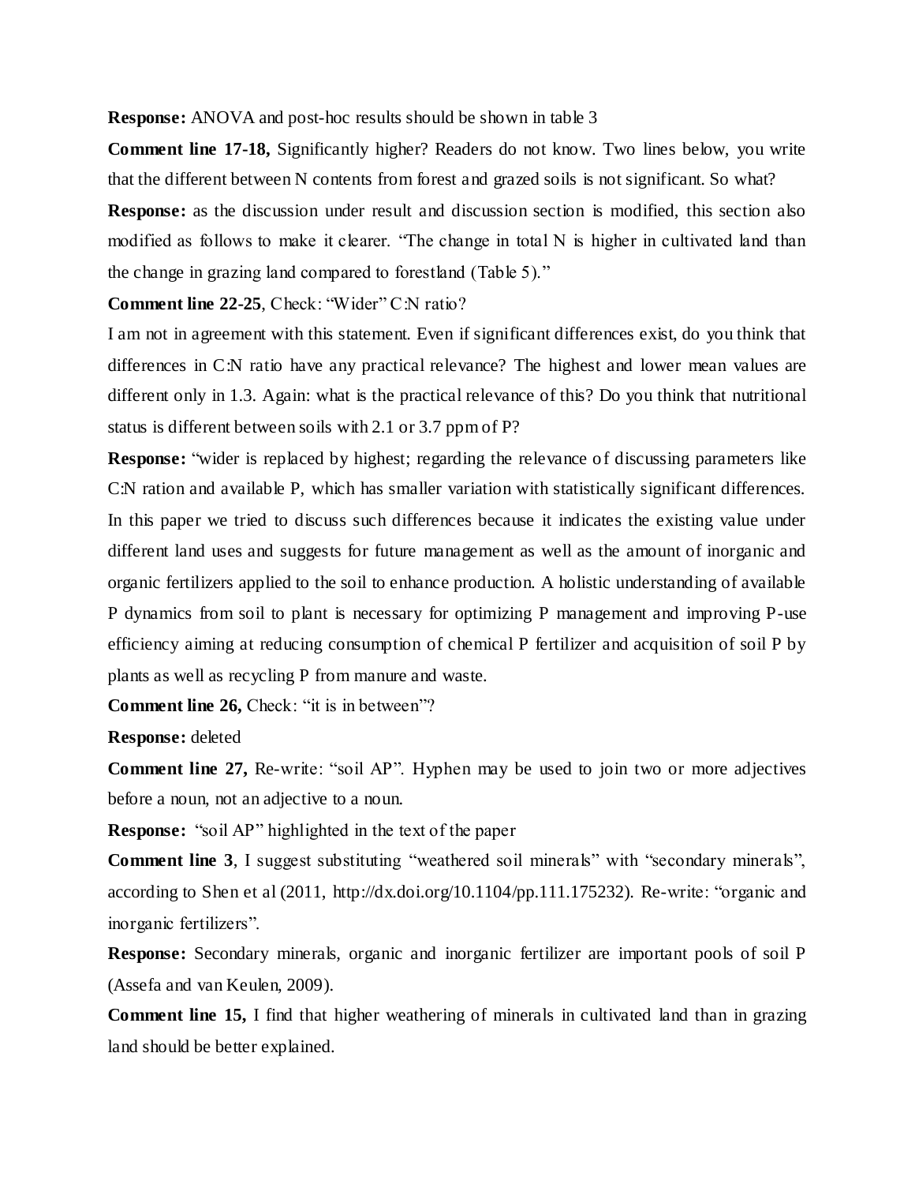**Response:** ANOVA and post-hoc results should be shown in table 3

**Comment line 17-18,** Significantly higher? Readers do not know. Two lines below, you write that the different between N contents from forest and grazed soils is not significant. So what?

**Response:** as the discussion under result and discussion section is modified, this section also modified as follows to make it clearer. "The change in total N is higher in cultivated land than the change in grazing land compared to forestland (Table 5)."

**Comment line 22-25**, Check: "Wider" C:N ratio?

I am not in agreement with this statement. Even if significant differences exist, do you think that differences in C:N ratio have any practical relevance? The highest and lower mean values are different only in 1.3. Again: what is the practical relevance of this? Do you think that nutritional status is different between soils with 2.1 or 3.7 ppm of P?

**Response:** "wider is replaced by highest; regarding the relevance of discussing parameters like C:N ration and available P, which has smaller variation with statistically significant differences. In this paper we tried to discuss such differences because it indicates the existing value under different land uses and suggests for future management as well as the amount of inorganic and organic fertilizers applied to the soil to enhance production. A holistic understanding of available P dynamics from soil to plant is necessary for optimizing P management and improving P-use efficiency aiming at reducing consumption of chemical P fertilizer and acquisition of soil P by plants as well as recycling P from manure and waste.

**Comment line 26,** Check: "it is in between"?

**Response:** deleted

**Comment line 27,** Re-write: "soil AP". Hyphen may be used to join two or more adjectives before a noun, not an adjective to a noun.

**Response:** "soil AP" highlighted in the text of the paper

**Comment line 3**, I suggest substituting "weathered soil minerals" with "secondary minerals", according to Shen et al (2011, http://dx.doi.org/10.1104/pp.111.175232). Re-write: "organic and inorganic fertilizers".

**Response:** Secondary minerals, organic and inorganic fertilizer are important pools of soil P (Assefa and van Keulen, 2009).

**Comment line 15,** I find that higher weathering of minerals in cultivated land than in grazing land should be better explained.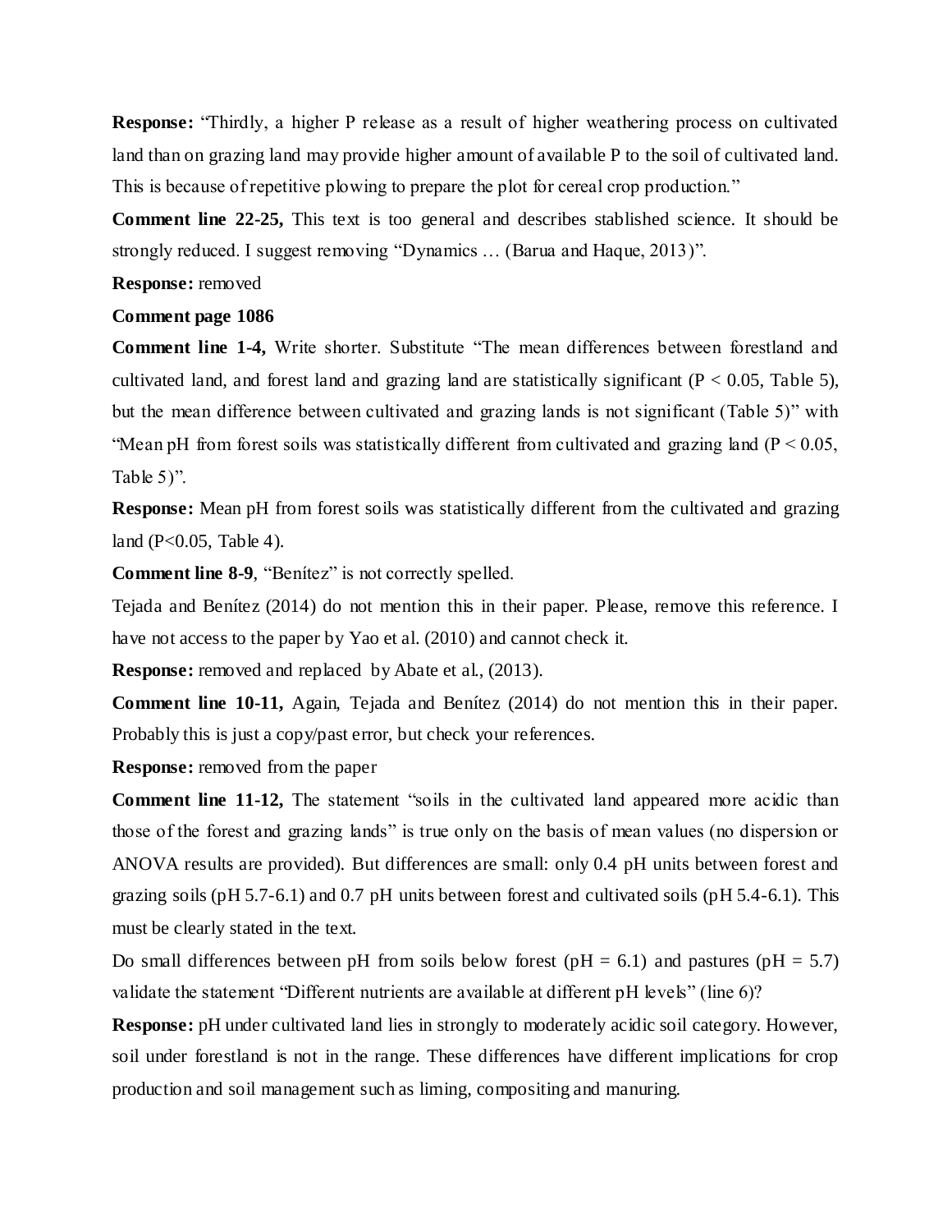**Response:** "Thirdly, a higher P release as a result of higher weathering process on cultivated land than on grazing land may provide higher amount of available P to the soil of cultivated land. This is because of repetitive plowing to prepare the plot for cereal crop production."

**Comment line 22-25,** This text is too general and describes stablished science. It should be strongly reduced. I suggest removing "Dynamics … (Barua and Haque, 2013)".

**Response:** removed

**Comment page 1086**

**Comment line 1-4,** Write shorter. Substitute "The mean differences between forestland and cultivated land, and forest land and grazing land are statistically significant ($P < 0.05$, Table 5), but the mean difference between cultivated and grazing lands is not significant (Table 5)" with "Mean pH from forest soils was statistically different from cultivated and grazing land ($P < 0.05$, Table 5)".

**Response:** Mean pH from forest soils was statistically different from the cultivated and grazing land ($P<0.05$, Table 4).

**Comment line 8-9**, "Benítez" is not correctly spelled.

Tejada and Benítez (2014) do not mention this in their paper. Please, remove this reference. I have not access to the paper by Yao et al. (2010) and cannot check it.

**Response:** removed and replaced by Abate et al., (2013).

**Comment line 10-11,** Again, Tejada and Benítez (2014) do not mention this in their paper. Probably this is just a copy/past error, but check your references.

**Response:** removed from the paper

**Comment line 11-12,** The statement "soils in the cultivated land appeared more acidic than those of the forest and grazing lands" is true only on the basis of mean values (no dispersion or ANOVA results are provided). But differences are small: only 0.4 pH units between forest and grazing soils (pH 5.7-6.1) and 0.7 pH units between forest and cultivated soils (pH 5.4-6.1). This must be clearly stated in the text.

Do small differences between pH from soils below forest (pH = 6.1) and pastures (pH = 5.7) validate the statement "Different nutrients are available at different pH levels" (line 6)?

**Response:** pH under cultivated land lies in strongly to moderately acidic soil category. However, soil under forestland is not in the range. These differences have different implications for crop production and soil management such as liming, compositing and manuring.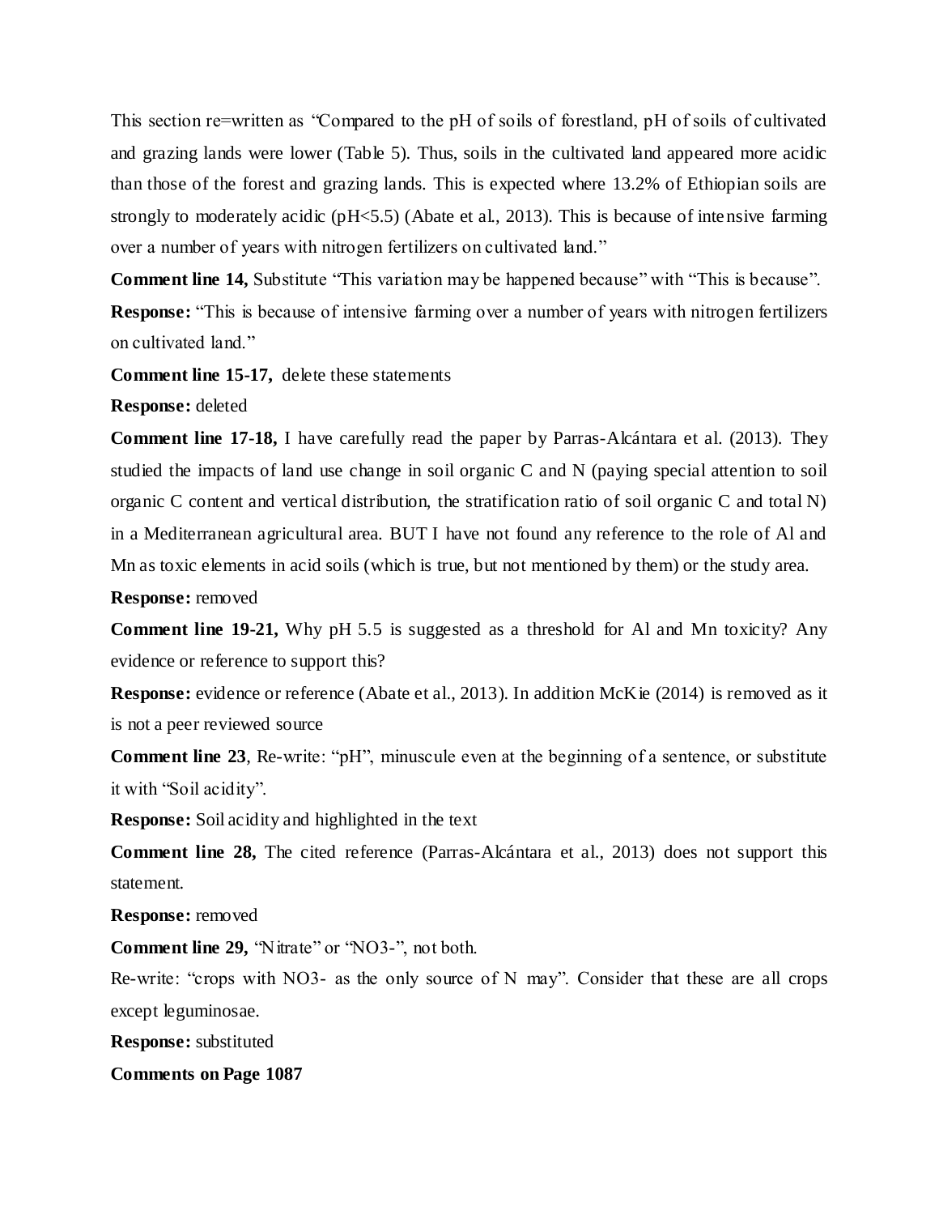This section re=written as "Compared to the pH of soils of forestland, pH of soils of cultivated and grazing lands were lower (Table 5). Thus, soils in the cultivated land appeared more acidic than those of the forest and grazing lands. This is expected where 13.2% of Ethiopian soils are strongly to moderately acidic (pH<5.5) (Abate et al., 2013). This is because of intensive farming over a number of years with nitrogen fertilizers on cultivated land."

**Comment line 14,** Substitute "This variation may be happened because" with "This is because".

**Response:** "This is because of intensive farming over a number of years with nitrogen fertilizers on cultivated land."

**Comment line 15-17,** delete these statements

**Response:** deleted

**Comment line 17-18,** I have carefully read the paper by Parras-Alcántara et al. (2013). They studied the impacts of land use change in soil organic C and N (paying special attention to soil organic C content and vertical distribution, the stratification ratio of soil organic C and total N) in a Mediterranean agricultural area. BUT I have not found any reference to the role of Al and Mn as toxic elements in acid soils (which is true, but not mentioned by them) or the study area.

**Response:** removed

**Comment line 19-21,** Why pH 5.5 is suggested as a threshold for Al and Mn toxicity? Any evidence or reference to support this?

**Response:** evidence or reference (Abate et al., 2013). In addition McKie (2014) is removed as it is not a peer reviewed source

**Comment line 23**, Re-write: "pH", minuscule even at the beginning of a sentence, or substitute it with "Soil acidity".

**Response:** Soil acidity and highlighted in the text

**Comment line 28,** The cited reference (Parras-Alcántara et al., 2013) does not support this statement.

**Response:** removed

**Comment line 29,** "Nitrate" or "NO3-", not both.

Re-write: "crops with NO3- as the only source of N may". Consider that these are all crops except leguminosae.

**Response:** substituted

**Comments on Page 1087**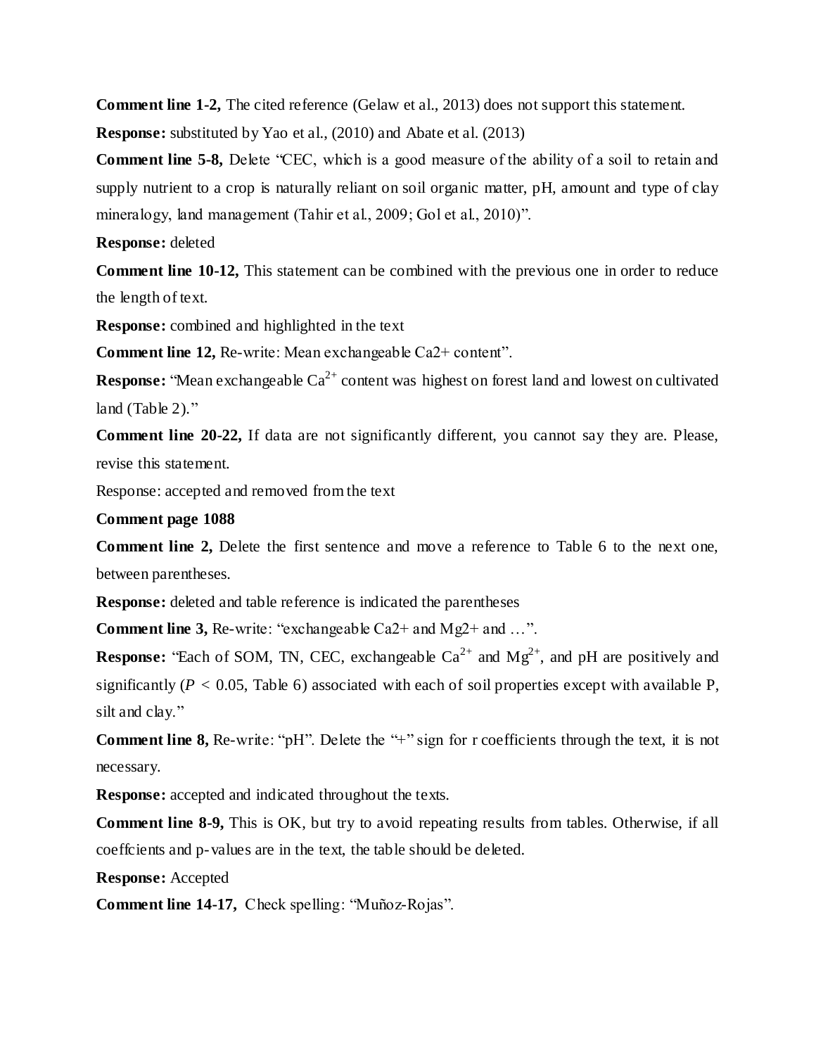**Comment line 1-2,** The cited reference (Gelaw et al., 2013) does not support this statement.

**Response:** substituted by Yao et al., (2010) and Abate et al. (2013)

**Comment line 5-8,** Delete "CEC, which is a good measure of the ability of a soil to retain and supply nutrient to a crop is naturally reliant on soil organic matter, pH, amount and type of clay mineralogy, land management (Tahir et al., 2009; Gol et al., 2010)".

**Response:** deleted

**Comment line 10-12,** This statement can be combined with the previous one in order to reduce the length of text.

**Response:** combined and highlighted in the text

**Comment line 12,** Re-write: Mean exchangeable Ca2+ content".

**Response:** "Mean exchangeable $Ca^{2+}$ content was highest on forest land and lowest on cultivated land (Table 2)."

**Comment line 20-22,** If data are not significantly different, you cannot say they are. Please, revise this statement.

Response: accepted and removed from the text

**Comment page 1088**

**Comment line 2,** Delete the first sentence and move a reference to Table 6 to the next one, between parentheses.

**Response:** deleted and table reference is indicated the parentheses

**Comment line 3,** Re-write: "exchangeable Ca2+ and Mg2+ and …".

**Response:** "Each of SOM, TN, CEC, exchangeable $Ca^{2+}$ and $Mg^{2+}$, and pH are positively and significantly ($P < 0.05$, Table 6) associated with each of soil properties except with available P, silt and clay."

**Comment line 8,** Re-write: "pH". Delete the "+" sign for r coefficients through the text, it is not necessary.

**Response:** accepted and indicated throughout the texts.

**Comment line 8-9,** This is OK, but try to avoid repeating results from tables. Otherwise, if all coeffcients and p-values are in the text, the table should be deleted.

**Response:** Accepted

**Comment line 14-17,** Check spelling: "Muñoz-Rojas".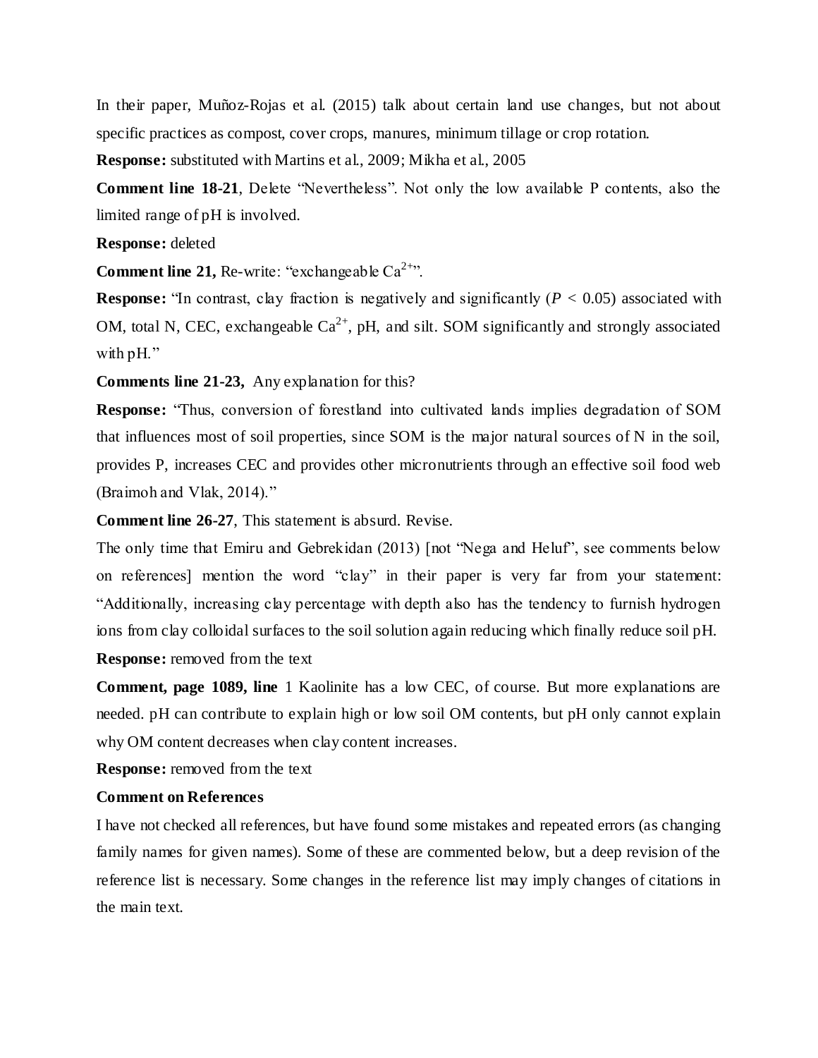In their paper, Muñoz-Rojas et al. (2015) talk about certain land use changes, but not about specific practices as compost, cover crops, manures, minimum tillage or crop rotation.

**Response:** substituted with Martins et al., 2009; Mikha et al., 2005

**Comment line 18-21**, Delete "Nevertheless". Not only the low available P contents, also the limited range of pH is involved.

**Response:** deleted

**Comment line 21,** Re-write: "exchangeable $Ca^{2+}$".

**Response:** "In contrast, clay fraction is negatively and significantly ($P < 0.05$) associated with OM, total N, CEC, exchangeable $Ca^{2+}$, pH, and silt. SOM significantly and strongly associated with pH."

**Comments line 21-23,** Any explanation for this?

**Response:** "Thus, conversion of forestland into cultivated lands implies degradation of SOM that influences most of soil properties, since SOM is the major natural sources of N in the soil, provides P, increases CEC and provides other micronutrients through an effective soil food web (Braimoh and Vlak, 2014)."

**Comment line 26-27**, This statement is absurd. Revise.

The only time that Emiru and Gebrekidan (2013) [not "Nega and Heluf", see comments below on references] mention the word "clay" in their paper is very far from your statement: "Additionally, increasing clay percentage with depth also has the tendency to furnish hydrogen ions from clay colloidal surfaces to the soil solution again reducing which finally reduce soil pH.

**Response:** removed from the text

**Comment, page 1089, line** 1 Kaolinite has a low CEC, of course. But more explanations are needed. pH can contribute to explain high or low soil OM contents, but pH only cannot explain why OM content decreases when clay content increases.

**Response:** removed from the text

**Comment on References**

I have not checked all references, but have found some mistakes and repeated errors (as changing family names for given names). Some of these are commented below, but a deep revision of the reference list is necessary. Some changes in the reference list may imply changes of citations in the main text.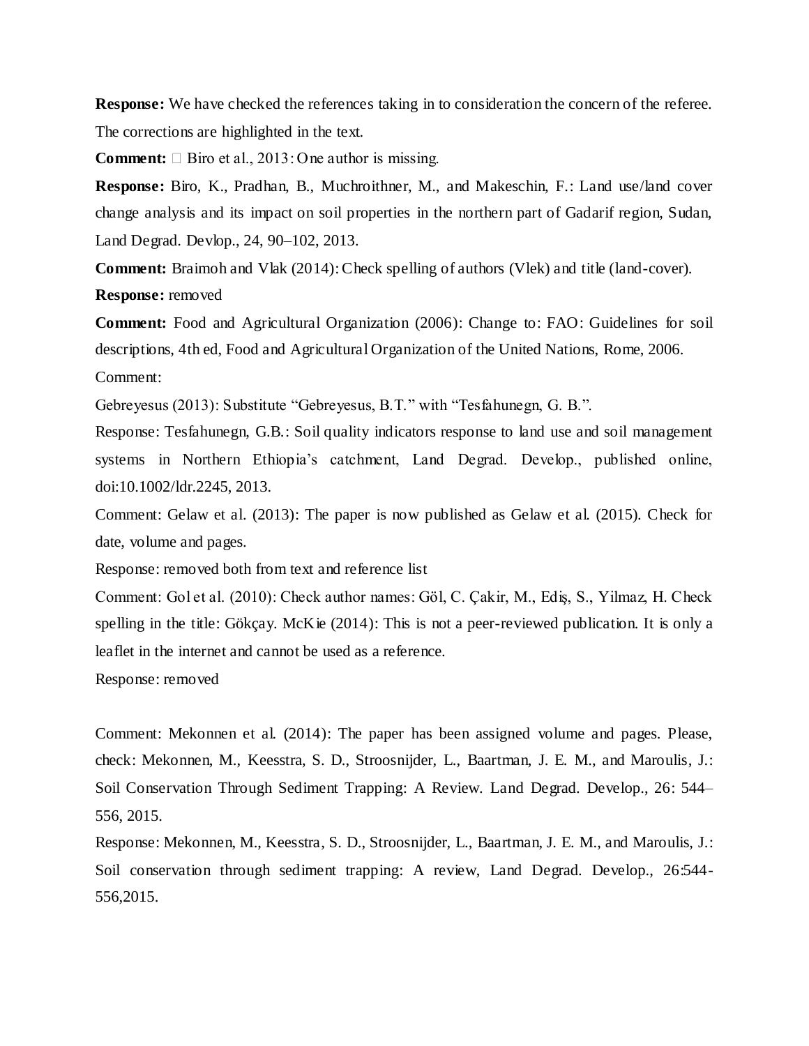**Response:** We have checked the references taking in to consideration the concern of the referee. The corrections are highlighted in the text.

**Comment:**  Biro et al., 2013: One author is missing.

**Response:** Biro, K., Pradhan, B., Muchroithner, M., and Makeschin, F.: Land use/land cover change analysis and its impact on soil properties in the northern part of Gadarif region, Sudan, Land Degrad. Devlop., 24, 90–102, 2013.

**Comment:** Braimoh and Vlak (2014): Check spelling of authors (Vlek) and title (land-cover).

**Response:** removed

**Comment:** Food and Agricultural Organization (2006): Change to: FAO: Guidelines for soil descriptions, 4th ed, Food and Agricultural Organization of the United Nations, Rome, 2006.

Comment:

Gebreyesus (2013): Substitute "Gebreyesus, B.T." with "Tesfahunegn, G. B.".

Response: Tesfahunegn, G.B.: Soil quality indicators response to land use and soil management systems in Northern Ethiopia's catchment, Land Degrad. Develop., published online, doi:10.1002/ldr.2245, 2013.

Comment: Gelaw et al. (2013): The paper is now published as Gelaw et al. (2015). Check for date, volume and pages.

Response: removed both from text and reference list

Comment: Gol et al. (2010): Check author names: Göl, C. Çakir, M., Ediş, S., Yilmaz, H. Check spelling in the title: Gökçay. McKie (2014): This is not a peer-reviewed publication. It is only a leaflet in the internet and cannot be used as a reference.

Response: removed

Comment: Mekonnen et al. (2014): The paper has been assigned volume and pages. Please, check: Mekonnen, M., Keesstra, S. D., Stroosnijder, L., Baartman, J. E. M., and Maroulis, J.: Soil Conservation Through Sediment Trapping: A Review. Land Degrad. Develop., 26: 544–556, 2015.

Response: Mekonnen, M., Keesstra, S. D., Stroosnijder, L., Baartman, J. E. M., and Maroulis, J.: Soil conservation through sediment trapping: A review, Land Degrad. Develop., 26:544-556,2015.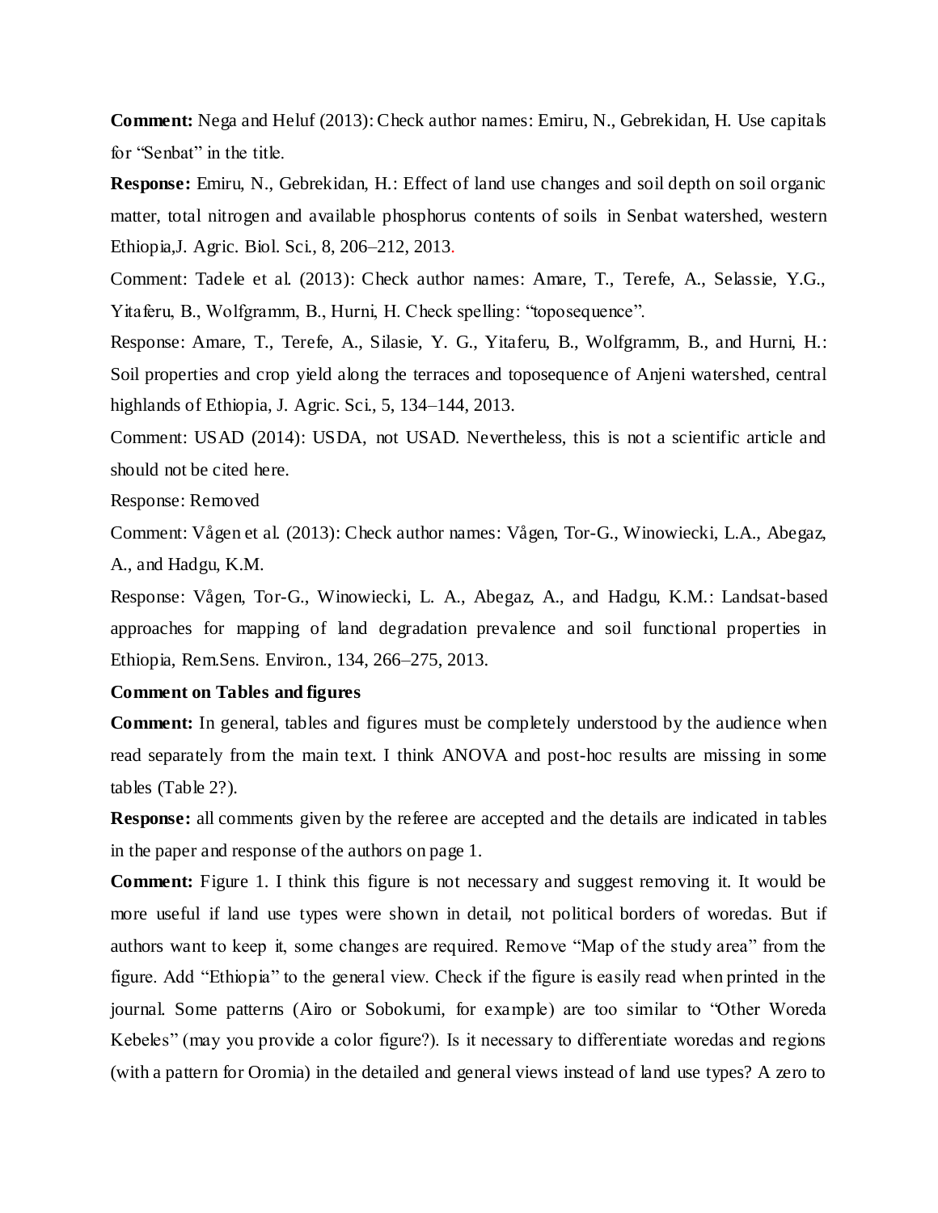**Comment:** Nega and Heluf (2013): Check author names: Emiru, N., Gebrekidan, H. Use capitals for "Senbat" in the title.

**Response:** Emiru, N., Gebrekidan, H.: Effect of land use changes and soil depth on soil organic matter, total nitrogen and available phosphorus contents of soils in Senbat watershed, western Ethiopia,J. Agric. Biol. Sci., 8, 206–212, 2013.

Comment: Tadele et al. (2013): Check author names: Amare, T., Terefe, A., Selassie, Y.G., Yitaferu, B., Wolfgramm, B., Hurni, H. Check spelling: "toposequence".

Response: Amare, T., Terefe, A., Silasie, Y. G., Yitaferu, B., Wolfgramm, B., and Hurni, H.: Soil properties and crop yield along the terraces and toposequence of Anjeni watershed, central highlands of Ethiopia, J. Agric. Sci., 5, 134–144, 2013.

Comment: USAD (2014): USDA, not USAD. Nevertheless, this is not a scientific article and should not be cited here.

Response: Removed

Comment: Vågen et al. (2013): Check author names: Vågen, Tor-G., Winowiecki, L.A., Abegaz, A., and Hadgu, K.M.

Response: Vågen, Tor-G., Winowiecki, L. A., Abegaz, A., and Hadgu, K.M.: Landsat-based approaches for mapping of land degradation prevalence and soil functional properties in Ethiopia, Rem.Sens. Environ., 134, 266–275, 2013.

**Comment on Tables and figures**

**Comment:** In general, tables and figures must be completely understood by the audience when read separately from the main text. I think ANOVA and post-hoc results are missing in some tables (Table 2?).

**Response:** all comments given by the referee are accepted and the details are indicated in tables in the paper and response of the authors on page 1.

**Comment:** Figure 1. I think this figure is not necessary and suggest removing it. It would be more useful if land use types were shown in detail, not political borders of woredas. But if authors want to keep it, some changes are required. Remove "Map of the study area" from the figure. Add "Ethiopia" to the general view. Check if the figure is easily read when printed in the journal. Some patterns (Airo or Sobokumi, for example) are too similar to "Other Woreda Kebeles" (may you provide a color figure?). Is it necessary to differentiate woredas and regions (with a pattern for Oromia) in the detailed and general views instead of land use types? A zero to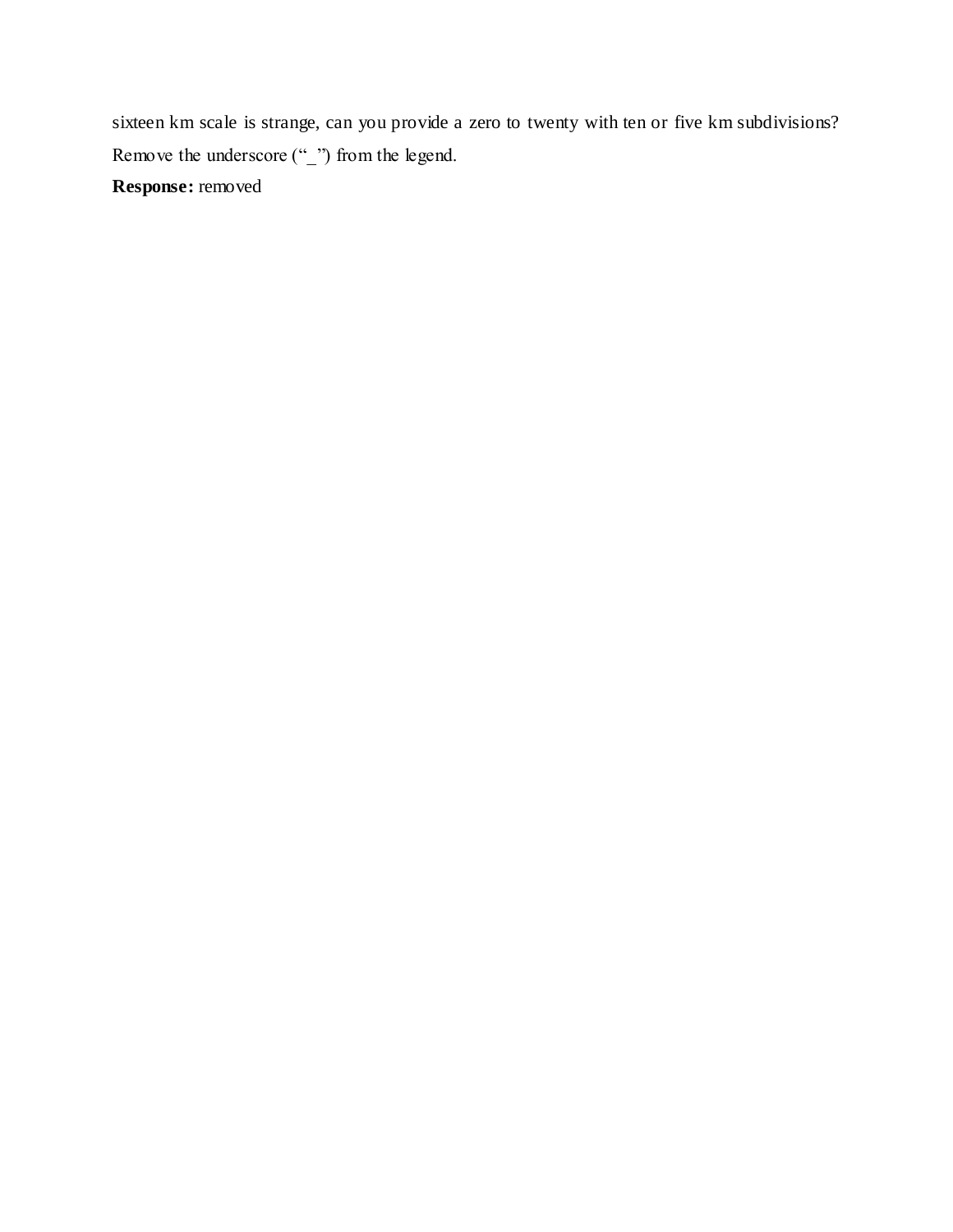sixteen km scale is strange, can you provide a zero to twenty with ten or five km subdivisions? Remove the underscore ("_") from the legend.

**Response:** removed